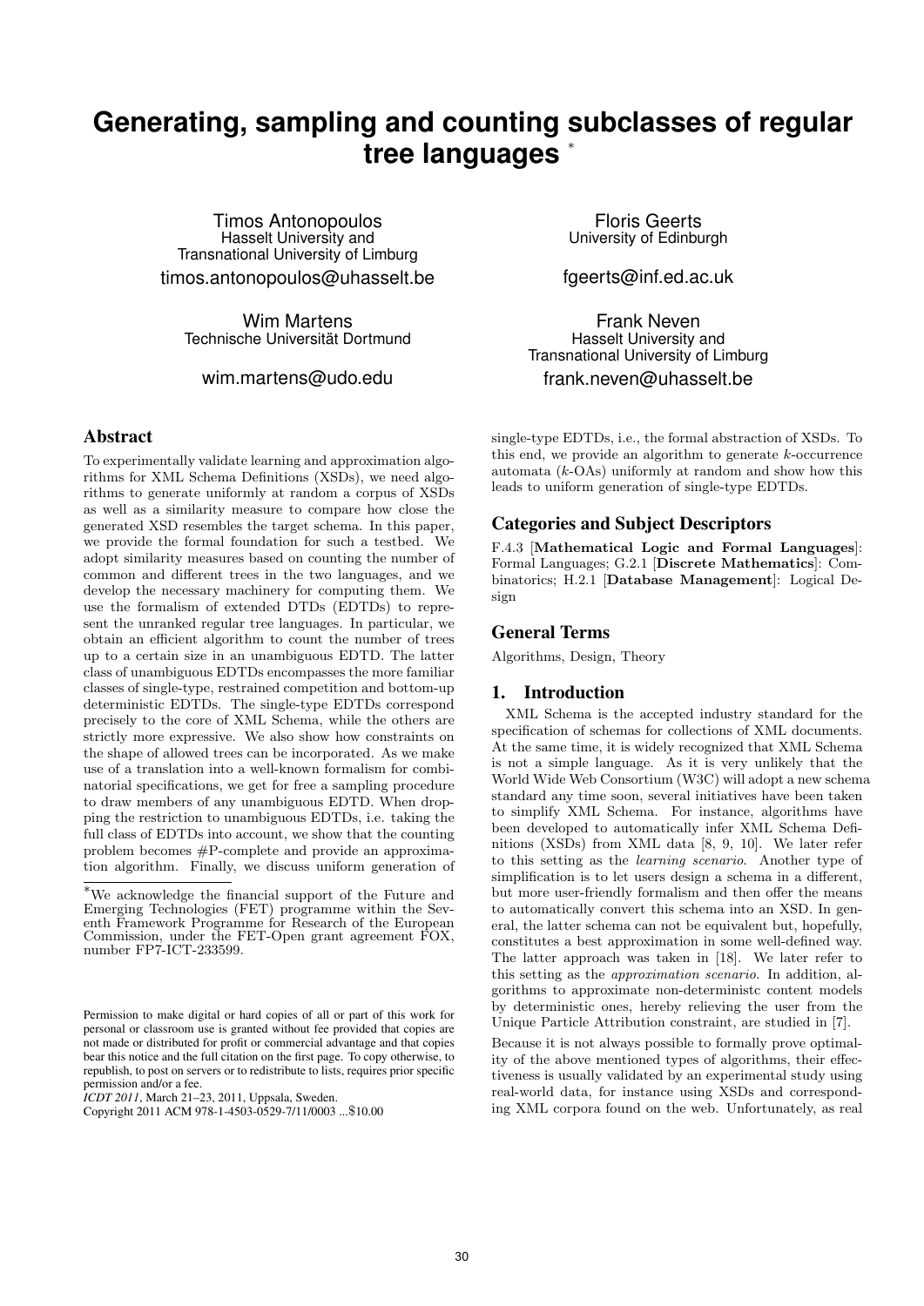# Generating, sampling and counting subclasses of regular tree languages *

Timos Antonopoulos
Hasselt University and
Transnational University of Limburg
timos.antonopoulos@uhasselt.be

Floris Geerts
University of Edinburgh
fgeerts@inf.ed.ac.uk

Wim Martens
Technische Universität Dortmund
wim.martens@udo.edu

Frank Neven
Hasselt University and
Transnational University of Limburg
frank.neven@uhasselt.be

## Abstract

To experimentally validate learning and approximation algorithms for XML Schema Definitions (XSDs), we need algorithms to generate uniformly at random a corpus of XSDs as well as a similarity measure to compare how close the generated XSD resembles the target schema. In this paper, we provide the formal foundation for such a testbed. We adopt similarity measures based on counting the number of common and different trees in the two languages, and we develop the necessary machinery for computing them. We use the formalism of extended DTDs (EDTDs) to represent the unranked regular tree languages. In particular, we obtain an efficient algorithm to count the number of trees up to a certain size in an unambiguous EDTD. The latter class of unambiguous EDTDs encompasses the more familiar classes of single-type, restrained competition and bottom-up deterministic EDTDs. The single-type EDTDs correspond precisely to the core of XML Schema, while the others are strictly more expressive. We also show how constraints on the shape of allowed trees can be incorporated. As we make use of a translation into a well-known formalism for combinatorial specifications, we get for free a sampling procedure to draw members of any unambiguous EDTD. When dropping the restriction to unambiguous EDTDs, i.e. taking the full class of EDTDs into account, we show that the counting problem becomes #P-complete and provide an approximation algorithm. Finally, we discuss uniform generation of single-type EDTDs, i.e., the formal abstraction of XSDs. To this end, we provide an algorithm to generate $k$-occurrence automata ($k$-OAs) uniformly at random and show how this leads to uniform generation of single-type EDTDs.

*We acknowledge the financial support of the Future and Emerging Technologies (FET) programme within the Seventh Framework Programme for Research of the European Commission, under the FET-Open grant agreement FOX, number FP7-ICT-233599.

Permission to make digital or hard copies of all or part of this work for personal or classroom use is granted without fee provided that copies are not made or distributed for profit or commercial advantage and that copies bear this notice and the full citation on the first page. To copy otherwise, to republish, to post on servers or to redistribute to lists, requires prior specific permission and/or a fee.
*ICDT 2011*, March 21–23, 2011, Uppsala, Sweden.
Copyright 2011 ACM 978-1-4503-0529-7/11/0003 ...$10.00

## Categories and Subject Descriptors

F.4.3 [**Mathematical Logic and Formal Languages**]: Formal Languages; G.2.1 [**Discrete Mathematics**]: Combinatorics; H.2.1 [**Database Management**]: Logical Design

## General Terms

Algorithms, Design, Theory

## 1. Introduction

XML Schema is the accepted industry standard for the specification of schemas for collections of XML documents. At the same time, it is widely recognized that XML Schema is not a simple language. As it is very unlikely that the World Wide Web Consortium (W3C) will adopt a new schema standard any time soon, several initiatives have been taken to simplify XML Schema. For instance, algorithms have been developed to automatically infer XML Schema Definitions (XSDs) from XML data [8, 9, 10]. We later refer to this setting as the *learning scenario*. Another type of simplification is to let users design a schema in a different, but more user-friendly formalism and then offer the means to automatically convert this schema into an XSD. In general, the latter schema can not be equivalent but, hopefully, constitutes a best approximation in some well-defined way. The latter approach was taken in [18]. We later refer to this setting as the *approximation scenario*. In addition, algorithms to approximate non-deterministc content models by deterministic ones, hereby relieving the user from the Unique Particle Attribution constraint, are studied in [7].

Because it is not always possible to formally prove optimality of the above mentioned types of algorithms, their effectiveness is usually validated by an experimental study using real-world data, for instance using XSDs and corresponding XML corpora found on the web. Unfortunately, as real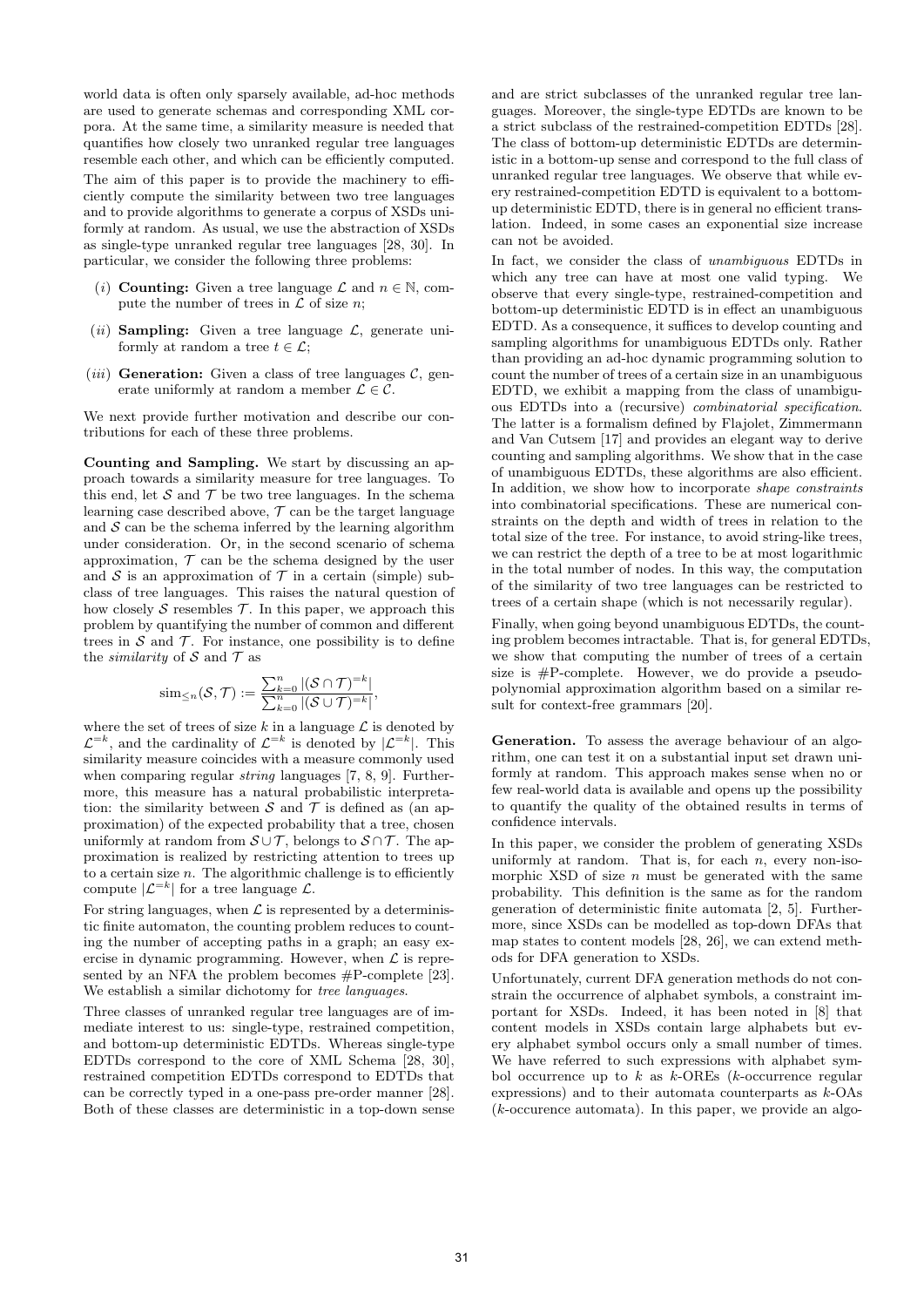world data is often only sparsely available, ad-hoc methods are used to generate schemas and corresponding XML corpora. At the same time, a similarity measure is needed that quantifies how closely two unranked regular tree languages resemble each other, and which can be efficiently computed.

The aim of this paper is to provide the machinery to efficiently compute the similarity between two tree languages and to provide algorithms to generate a corpus of XSDs uniformly at random. As usual, we use the abstraction of XSDs as single-type unranked regular tree languages [28, 30]. In particular, we consider the following three problems:

- (*i*) **Counting:** Given a tree language $\mathcal{L}$ and $n \in \mathbb{N}$, compute the number of trees in $\mathcal{L}$ of size $n$;
- (*ii*) **Sampling:** Given a tree language $\mathcal{L}$, generate uniformly at random a tree $t \in \mathcal{L}$;
- (*iii*) **Generation:** Given a class of tree languages $\mathcal{C}$, generate uniformly at random a member $\mathcal{L} \in \mathcal{C}$.

We next provide further motivation and describe our contributions for each of these three problems.

**Counting and Sampling.** We start by discussing an approach towards a similarity measure for tree languages. To this end, let $\mathcal{S}$ and $\mathcal{T}$ be two tree languages. In the schema learning case described above, $\mathcal{T}$ can be the target language and $\mathcal{S}$ can be the schema inferred by the learning algorithm under consideration. Or, in the second scenario of schema approximation, $\mathcal{T}$ can be the schema designed by the user and $\mathcal{S}$ is an approximation of $\mathcal{T}$ in a certain (simple) subclass of tree languages. This raises the natural question of how closely $\mathcal{S}$ resembles $\mathcal{T}$. In this paper, we approach this problem by quantifying the number of common and different trees in $\mathcal{S}$ and $\mathcal{T}$. For instance, one possibility is to define the *similarity* of $\mathcal{S}$ and $\mathcal{T}$ as

$$\mathrm{sim}_{\leq n}(\mathcal{S}, \mathcal{T}) := \frac{\sum_{k=0}^{n} |(\mathcal{S} \cap \mathcal{T})^{=k}|}{\sum_{k=0}^{n} |(\mathcal{S} \cup \mathcal{T})^{=k}|},$$

where the set of trees of size $k$ in a language $\mathcal{L}$ is denoted by $\mathcal{L}^{=k}$, and the cardinality of $\mathcal{L}^{=k}$ is denoted by $|\mathcal{L}^{=k}|$. This similarity measure coincides with a measure commonly used when comparing regular *string* languages [7, 8, 9]. Furthermore, this measure has a natural probabilistic interpretation: the similarity between $\mathcal{S}$ and $\mathcal{T}$ is defined as (an approximation) of the expected probability that a tree, chosen uniformly at random from $\mathcal{S} \cup \mathcal{T}$, belongs to $\mathcal{S} \cap \mathcal{T}$. The approximation is realized by restricting attention to trees up to a certain size $n$. The algorithmic challenge is to efficiently compute $|\mathcal{L}^{=k}|$ for a tree language $\mathcal{L}$.

For string languages, when $\mathcal{L}$ is represented by a deterministic finite automaton, the counting problem reduces to counting the number of accepting paths in a graph; an easy exercise in dynamic programming. However, when $\mathcal{L}$ is represented by an NFA the problem becomes #P-complete [23]. We establish a similar dichotomy for *tree languages*.

Three classes of unranked regular tree languages are of immediate interest to us: single-type, restrained competition, and bottom-up deterministic EDTDs. Whereas single-type EDTDs correspond to the core of XML Schema [28, 30], restrained competition EDTDs correspond to EDTDs that can be correctly typed in a one-pass pre-order manner [28]. Both of these classes are deterministic in a top-down sense and are strict subclasses of the unranked regular tree languages. Moreover, the single-type EDTDs are known to be a strict subclass of the restrained-competition EDTDs [28]. The class of bottom-up deterministic EDTDs are deterministic in a bottom-up sense and correspond to the full class of unranked regular tree languages. We observe that while every restrained-competition EDTD is equivalent to a bottom-up deterministic EDTD, there is in general no efficient translation. Indeed, in some cases an exponential size increase can not be avoided.

In fact, we consider the class of *unambiguous* EDTDs in which any tree can have at most one valid typing. We observe that every single-type, restrained-competition and bottom-up deterministic EDTD is in effect an unambiguous EDTD. As a consequence, it suffices to develop counting and sampling algorithms for unambiguous EDTDs only. Rather than providing an ad-hoc dynamic programming solution to count the number of trees of a certain size in an unambiguous EDTD, we exhibit a mapping from the class of unambiguous EDTDs into a (recursive) *combinatorial specification*. The latter is a formalism defined by Flajolet, Zimmermann and Van Cutsem [17] and provides an elegant way to derive counting and sampling algorithms. We show that in the case of unambiguous EDTDs, these algorithms are also efficient. In addition, we show how to incorporate *shape constraints* into combinatorial specifications. These are numerical constraints on the depth and width of trees in relation to the total size of the tree. For instance, to avoid string-like trees, we can restrict the depth of a tree to be at most logarithmic in the total number of nodes. In this way, the computation of the similarity of two tree languages can be restricted to trees of a certain shape (which is not necessarily regular).

Finally, when going beyond unambiguous EDTDs, the counting problem becomes intractable. That is, for general EDTDs, we show that computing the number of trees of a certain size is #P-complete. However, we do provide a pseudo-polynomial approximation algorithm based on a similar result for context-free grammars [20].

**Generation.** To assess the average behaviour of an algorithm, one can test it on a substantial input set drawn uniformly at random. This approach makes sense when no or few real-world data is available and opens up the possibility to quantify the quality of the obtained results in terms of confidence intervals.

In this paper, we consider the problem of generating XSDs uniformly at random. That is, for each $n$, every non-isomorphic XSD of size $n$ must be generated with the same probability. This definition is the same as for the random generation of deterministic finite automata [2, 5]. Furthermore, since XSDs can be modelled as top-down DFAs that map states to content models [28, 26], we can extend methods for DFA generation to XSDs.

Unfortunately, current DFA generation methods do not constrain the occurrence of alphabet symbols, a constraint important for XSDs. Indeed, it has been noted in [8] that content models in XSDs contain large alphabets but every alphabet symbol occurs only a small number of times. We have referred to such expressions with alphabet symbol occurrence up to $k$ as $k$-OREs ($k$-occurrence regular expressions) and to their automata counterparts as $k$-OAs ($k$-occurence automata). In this paper, we provide an algo-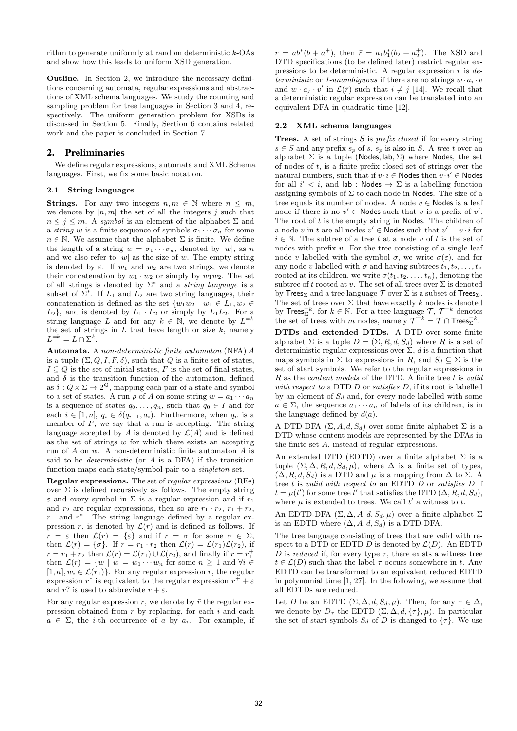rithm to generate uniformly at random deterministic $k$-OAs and show how this leads to uniform XSD generation.

**Outline.** In Section 2, we introduce the necessary definitions concerning automata, regular expressions and abstractions of XML schema languages. We study the counting and sampling problem for tree languages in Section 3 and 4, respectively. The uniform generation problem for XSDs is discussed in Section 5. Finally, Section 6 contains related work and the paper is concluded in Section 7.

## 2. Preliminaries

We define regular expressions, automata and XML Schema languages. First, we fix some basic notation.

### 2.1 String languages

**Strings.** For any two integers $n, m \in \mathbb{N}$ where $n \leq m$, we denote by $[n, m]$ the set of all the integers $j$ such that $n \leq j \leq m$. A *symbol* is an element of the alphabet $\Sigma$ and a *string* $w$ is a finite sequence of symbols $\sigma_1 \cdots \sigma_n$ for some $n \in \mathbb{N}$. We assume that the alphabet $\Sigma$ is finite. We define the length of a string $w = \sigma_1 \cdots \sigma_n$, denoted by $|w|$, as $n$ and we also refer to $|w|$ as the size of $w$. The empty string is denoted by $\varepsilon$. If $w_1$ and $w_2$ are two strings, we denote their concatenation by $w_1 \cdot w_2$ or simply by $w_1 w_2$. The set of all strings is denoted by $\Sigma^*$ and a *string language* is a subset of $\Sigma^*$. If $L_1$ and $L_2$ are two string languages, their concatenation is defined as the set $\{w_1 w_2 \mid w_1 \in L_1, w_2 \in L_2\}$, and is denoted by $L_1 \cdot L_2$ or simply by $L_1 L_2$. For a string language $L$ and for any $k \in \mathbb{N}$, we denote by $L^{=k}$ the set of strings in $L$ that have length or size $k$, namely $L^{=k} = L \cap \Sigma^k$.

**Automata.** A *non-deterministic finite automaton* (NFA) $A$ is a tuple $(\Sigma, Q, I, F, \delta)$, such that $Q$ is a finite set of states, $I \subseteq Q$ is the set of initial states, $F$ is the set of final states, and $\delta$ is the transition function of the automaton, defined as $\delta : Q \times \Sigma \to 2^Q$, mapping each pair of a state and symbol to a set of states. A run $\rho$ of $A$ on some string $w = a_1 \cdots a_n$ is a sequence of states $q_0, \ldots, q_n$, such that $q_0 \in I$ and for each $i \in [1, n]$, $q_i \in \delta(q_{i-1}, a_i)$. Furthermore, when $q_n$ is a member of $F$, we say that a run is accepting. The string language accepted by $A$ is denoted by $\mathcal{L}(A)$ and is defined as the set of strings $w$ for which there exists an accepting run of $A$ on $w$. A non-deterministic finite automaton $A$ is said to be *deterministic* (or $A$ is a DFA) if the transition function maps each state/symbol-pair to a *singleton* set.

**Regular expressions.** The set of *regular expressions* (REs) over $\Sigma$ is defined recursively as follows. The empty string $\varepsilon$ and every symbol in $\Sigma$ is a regular expression and if $r_1$ and $r_2$ are regular expressions, then so are $r_1 \cdot r_2$, $r_1 + r_2$, $r^+$ and $r^*$. The string language defined by a regular expression $r$, is denoted by $\mathcal{L}(r)$ and is defined as follows. If $r = \varepsilon$ then $\mathcal{L}(r) = \{\varepsilon\}$ and if $r = \sigma$ for some $\sigma \in \Sigma$, then $\mathcal{L}(r) = \{\sigma\}$. If $r = r_1 \cdot r_2$ then $\mathcal{L}(r) = \mathcal{L}(r_1)\mathcal{L}(r_2)$, if $r = r_1 + r_2$ then $\mathcal{L}(r) = \mathcal{L}(r_1) \cup \mathcal{L}(r_2)$, and finally if $r = r_1^+$ then $\mathcal{L}(r) = \{w \mid w = w_1 \cdots w_n$ for some $n \geq 1$ and $\forall i \in [1, n], w_i \in \mathcal{L}(r_1)\}$. For any regular expression $r$, the regular expression $r^*$ is equivalent to the regular expression $r^+ + \varepsilon$ and $r?$ is used to abbreviate $r + \varepsilon$.

For any regular expression $r$, we denote by $\bar{r}$ the regular expression obtained from $r$ by replacing, for each $i$ and each $a \in \Sigma$, the $i$-th occurrence of $a$ by $a_i$. For example, if $r = ab^*(b + a^+)$, then $\bar{r} = a_1 b_1^*(b_2 + a_2^+)$. The XSD and DTD specifications (to be defined later) restrict regular expressions to be deterministic. A regular expression $r$ is *deterministic* or *1-unambiguous* if there are no strings $w \cdot a_i \cdot v$ and $w \cdot a_j \cdot v'$ in $\mathcal{L}(\bar{r})$ such that $i \neq j$ [14]. We recall that a deterministic regular expression can be translated into an equivalent DFA in quadratic time [12].

### 2.2 XML schema languages

**Trees.** A set of strings $S$ is *prefix closed* if for every string $s \in S$ and any prefix $s_p$ of $s$, $s_p$ is also in $S$. A *tree t* over an alphabet $\Sigma$ is a tuple $(\mathsf{Nodes}, \mathsf{lab}, \Sigma)$ where $\mathsf{Nodes}$, the set of nodes of $t$, is a finite prefix closed set of strings over the natural numbers, such that if $v \cdot i \in \mathsf{Nodes}$ then $v \cdot i' \in \mathsf{Nodes}$ for all $i' < i$, and $\mathsf{lab} : \mathsf{Nodes} \to \Sigma$ is a labelling function assigning symbols of $\Sigma$ to each node in $\mathsf{Nodes}$. The size of a tree equals its number of nodes. A node $v \in \mathsf{Nodes}$ is a leaf node if there is no $v' \in \mathsf{Nodes}$ such that $v$ is a prefix of $v'$. The root of $t$ is the empty string in $\mathsf{Nodes}$. The children of a node $v$ in $t$ are all nodes $v' \in \mathsf{Nodes}$ such that $v' = v \cdot i$ for $i \in \mathbb{N}$. The subtree of a tree $t$ at a node $v$ of $t$ is the set of nodes with prefix $v$. For the tree consisting of a single leaf node $v$ labelled with the symbol $\sigma$, we write $\sigma(\varepsilon)$, and for any node $v$ labelled with $\sigma$ and having subtrees $t_1, t_2, \ldots, t_n$ rooted at its children, we write $\sigma(t_1, t_2, \ldots, t_n)$, denoting the subtree of $t$ rooted at $v$. The set of all trees over $\Sigma$ is denoted by $\mathsf{Trees}_\Sigma$ and a tree language $\mathcal{T}$ over $\Sigma$ is a subset of $\mathsf{Trees}_\Sigma$. The set of trees over $\Sigma$ that have exactly $k$ nodes is denoted by $\mathsf{Trees}_\Sigma^{=k}$, for $k \in \mathbb{N}$. For a tree language $\mathcal{T}$, $\mathcal{T}^{=k}$ denotes the set of trees with $m$ nodes, namely $\mathcal{T}^{=k} = \mathcal{T} \cap \mathsf{Trees}_\Sigma^{=k}$.

**DTDs and extended DTDs.** A DTD over some finite alphabet $\Sigma$ is a tuple $D = (\Sigma, R, d, S_d)$ where $R$ is a set of deterministic regular expressions over $\Sigma$, $d$ is a function that maps symbols in $\Sigma$ to expressions in $R$, and $S_d \subseteq \Sigma$ is the set of start symbols. We refer to the regular expressions in $R$ as the *content models* of the DTD. A finite tree $t$ is *valid with respect to* a DTD $D$ or *satisfies* $D$, if its root is labelled by an element of $S_d$ and, for every node labelled with some $a \in \Sigma$, the sequence $a_1 \cdots a_n$ of labels of its children, is in the language defined by $d(a)$.

A DTD-DFA $(\Sigma, A, d, S_d)$ over some finite alphabet $\Sigma$ is a DTD whose content models are represented by the DFAs in the finite set $A$, instead of regular expressions.

An extended DTD (EDTD) over a finite alphabet $\Sigma$ is a tuple $(\Sigma, \Delta, R, d, S_d, \mu)$, where $\Delta$ is a finite set of types, $(\Delta, R, d, S_d)$ is a DTD and $\mu$ is a mapping from $\Delta$ to $\Sigma$. A tree $t$ is *valid with respect to* an EDTD $D$ or *satisfies* $D$ if $t = \mu(t')$ for some tree $t'$ that satisfies the DTD $(\Delta, R, d, S_d)$, where $\mu$ is extended to trees. We call $t'$ a witness to $t$.

An EDTD-DFA $(\Sigma, \Delta, A, d, S_d, \mu)$ over a finite alphabet $\Sigma$ is an EDTD where $(\Delta, A, d, S_d)$ is a DTD-DFA.

The tree language consisting of trees that are valid with respect to a DTD or EDTD $D$ is denoted by $\mathcal{L}(D)$. An EDTD $D$ is *reduced* if, for every type $\tau$, there exists a witness tree $t \in \mathcal{L}(D)$ such that the label $\tau$ occurs somewhere in $t$. Any EDTD can be transformed to an equivalent reduced EDTD in polynomial time [1, 27]. In the following, we assume that all EDTDs are reduced.

Let $D$ be an EDTD $(\Sigma, \Delta, d, S_d, \mu)$. Then, for any $\tau \in \Delta$, we denote by $D_\tau$ the EDTD $(\Sigma, \Delta, d, \{\tau\}, \mu)$. In particular the set of start symbols $S_d$ of $D$ is changed to $\{\tau\}$. We use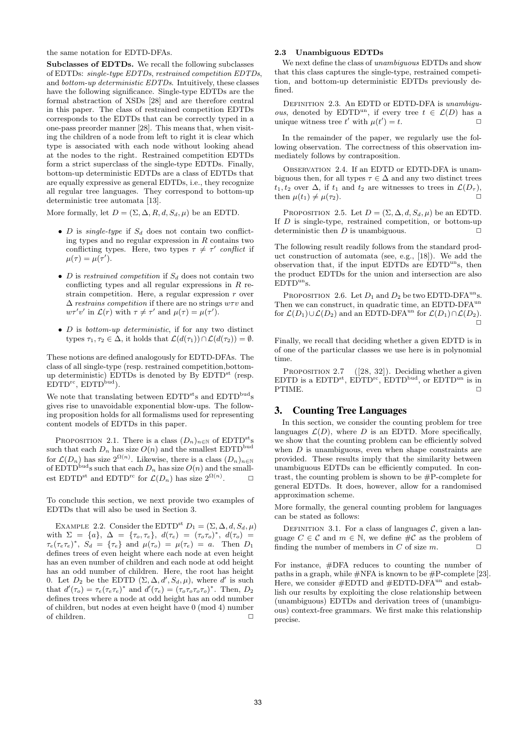the same notation for EDTD-DFAs.

**Subclasses of EDTDs.** We recall the following subclasses of EDTDs: *single-type EDTDs*, *restrained competition EDTDs*, and *bottom-up deterministic EDTDs*. Intuitively, these classes have the following significance. Single-type EDTDs are the formal abstraction of XSDs [28] and are therefore central in this paper. The class of restrained competition EDTDs corresponds to the EDTDs that can be correctly typed in a one-pass preorder manner [28]. This means that, when visiting the children of a node from left to right it is clear which type is associated with each node without looking ahead at the nodes to the right. Restrained competition EDTDs form a strict superclass of the single-type EDTDs. Finally, bottom-up deterministic EDTDs are a class of EDTDs that are equally expressive as general EDTDs, i.e., they recognize all regular tree languages. They correspond to bottom-up deterministic tree automata [13].

More formally, let $D = (\Sigma, \Delta, R, d, S_d, \mu)$ be an EDTD.

- $D$ is *single-type* if $S_d$ does not contain two conflicting types and no regular expression in $R$ contains two conflicting types. Here, two types $\tau \neq \tau'$ *conflict* if $\mu(\tau) = \mu(\tau')$.
- $D$ is *restrained competition* if $S_d$ does not contain two conflicting types and all regular expressions in $R$ restrain competition. Here, a regular expression $r$ over $\Delta$ *restrains competition* if there are no strings $w\tau v$ and $w\tau' v'$ in $\mathcal{L}(r)$ with $\tau \neq \tau'$ and $\mu(\tau) = \mu(\tau')$.
- $D$ is *bottom-up deterministic*, if for any two distinct types $\tau_1, \tau_2 \in \Delta$, it holds that $\mathcal{L}(d(\tau_1)) \cap \mathcal{L}(d(\tau_2)) = \emptyset$.

These notions are defined analogously for EDTD-DFAs. The class of all single-type (resp. restrained competition,bottom-up deterministic) EDTDs is denoted by By EDTD$^{\text{st}}$ (resp. EDTD$^{\text{rc}}$, EDTD$^{\text{bud}}$).

We note that translating between EDTD$^{\text{st}}$s and EDTD$^{\text{bud}}$s gives rise to unavoidable exponential blow-ups. The following proposition holds for all formalisms used for representing content models of EDTDs in this paper.

Proposition 2.1. There is a class $(D_n)_{n\in\mathbb{N}}$ of EDTD$^{\text{st}}$s such that each $D_n$ has size $O(n)$ and the smallest EDTD$^{\text{bud}}$ for $\mathcal{L}(D_n)$ has size $2^{\Omega(n)}$. Likewise, there is a class $(D_n)_{n\in\mathbb{N}}$ of EDTD$^{\text{bud}}$s such that each $D_n$ has size $O(n)$ and the smallest EDTD$^{\text{st}}$ and EDTD$^{\text{rc}}$ for $\mathcal{L}(D_n)$ has size $2^{\Omega(n)}$. □

To conclude this section, we next provide two examples of EDTDs that will also be used in Section 3.

Example 2.2. Consider the EDTD$^{\text{st}}$ $D_1 = (\Sigma, \Delta, d, S_d, \mu)$ with $\Sigma = \{a\}$, $\Delta = \{\tau_o, \tau_e\}$, $d(\tau_e) = (\tau_o\tau_o)^*$, $d(\tau_o) = \tau_e(\tau_e\tau_e)^*$, $S_d = \{\tau_e\}$ and $\mu(\tau_o) = \mu(\tau_e) = a$. Then $D_1$ defines trees of even height where each node at even height has an even number of children and each node at odd height has an odd number of children. Here, the root has height 0. Let $D_2$ be the EDTD $(\Sigma, \Delta, d', S_d, \mu)$, where $d'$ is such that $d'(\tau_o) = \tau_e(\tau_e\tau_e)^*$ and $d'(\tau_e) = (\tau_o\tau_o\tau_o\tau_o)^*$. Then, $D_2$ defines trees where a node at odd height has an odd number of children, but nodes at even height have 0 (mod 4) number of children. □

### 2.3 Unambiguous EDTDs

We next define the class of *unambiguous* EDTDs and show that this class captures the single-type, restrained competition, and bottom-up deterministic EDTDs previously defined.

Definition 2.3. An EDTD or EDTD-DFA is *unambiguous*, denoted by EDTD$^{\text{un}}$, if every tree $t \in \mathcal{L}(D)$ has a unique witness tree $t'$ with $\mu(t') = t$. □

In the remainder of the paper, we regularly use the following observation. The correctness of this observation immediately follows by contraposition.

Observation 2.4. If an EDTD or EDTD-DFA is unambiguous then, for all types $\tau \in \Delta$ and any two distinct trees $t_1, t_2$ over $\Delta$, if $t_1$ and $t_2$ are witnesses to trees in $\mathcal{L}(D_\tau)$, then $\mu(t_1) \neq \mu(\tau_2)$. □

Proposition 2.5. Let $D = (\Sigma, \Delta, d, S_d, \mu)$ be an EDTD. If $D$ is single-type, restrained competition, or bottom-up deterministic then $D$ is unambiguous. □

The following result readily follows from the standard product construction of automata (see, e.g., [18]). We add the observation that, if the input EDTDs are EDTD$^{\text{un}}$s, then the product EDTDs for the union and intersection are also EDTD$^{\text{un}}$s.

Proposition 2.6. Let $D_1$ and $D_2$ be two EDTD-DFA$^{\text{un}}$s. Then we can construct, in quadratic time, an EDTD-DFA$^{\text{un}}$ for $\mathcal{L}(D_1) \cup \mathcal{L}(D_2)$ and an EDTD-DFA$^{\text{un}}$ for $\mathcal{L}(D_1) \cap \mathcal{L}(D_2)$. □

Finally, we recall that deciding whether a given EDTD is in of one of the particular classes we use here is in polynomial time.

Proposition 2.7 ([28, 32]). Deciding whether a given EDTD is a EDTD$^{\text{st}}$, EDTD$^{\text{rc}}$, EDTD$^{\text{bud}}$, or EDTD$^{\text{un}}$ is in PTIME. □

## 3. Counting Tree Languages

In this section, we consider the counting problem for tree languages $\mathcal{L}(D)$, where $D$ is an EDTD. More specifically, we show that the counting problem can be efficiently solved when $D$ is unambiguous, even when shape constraints are provided. These results imply that the similarity between unambiguous EDTDs can be efficiently computed. In contrast, the counting problem is shown to be #P-complete for general EDTDs. It does, however, allow for a randomised approximation scheme.

More formally, the general counting problem for languages can be stated as follows:

Definition 3.1. For a class of languages $\mathcal{C}$, given a language $C \in \mathcal{C}$ and $m \in \mathbb{N}$, we define $\#\mathcal{C}$ as the problem of finding the number of members in $C$ of size $m$. □

For instance, #DFA reduces to counting the number of paths in a graph, while #NFA is known to be #P-complete [23]. Here, we consider #EDTD and #EDTD-DFA$^{\text{un}}$ and establish our results by exploiting the close relationship between (unambiguous) EDTDs and derivation trees of (unambiguous) context-free grammars. We first make this relationship precise.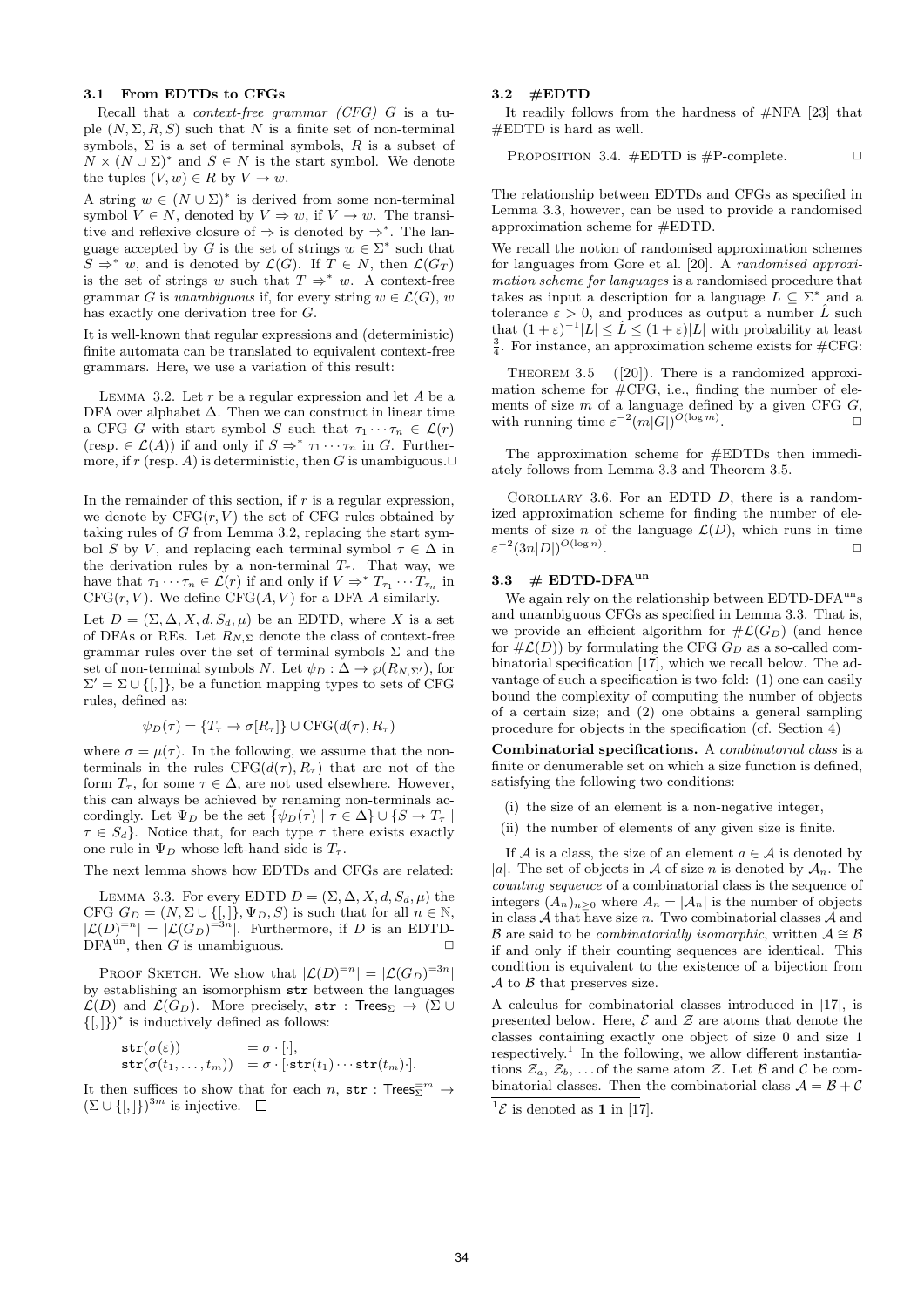### 3.1 From EDTDs to CFGs

Recall that a *context-free grammar (CFG)* $G$ is a tuple $(N, \Sigma, R, S)$ such that $N$ is a finite set of non-terminal symbols, $\Sigma$ is a set of terminal symbols, $R$ is a subset of $N \times (N \cup \Sigma)^*$ and $S \in N$ is the start symbol. We denote the tuples $(V, w) \in R$ by $V \to w$.

A string $w \in (N \cup \Sigma)^*$ is derived from some non-terminal symbol $V \in N$, denoted by $V \Rightarrow w$, if $V \to w$. The transitive and reflexive closure of $\Rightarrow$ is denoted by $\Rightarrow^*$. The language accepted by $G$ is the set of strings $w \in \Sigma^*$ such that $S \Rightarrow^* w$, and is denoted by $\mathcal{L}(G)$. If $T \in N$, then $\mathcal{L}(G_T)$ is the set of strings $w$ such that $T \Rightarrow^* w$. A context-free grammar $G$ is *unambiguous* if, for every string $w \in \mathcal{L}(G)$, $w$ has exactly one derivation tree for $G$.

It is well-known that regular expressions and (deterministic) finite automata can be translated to equivalent context-free grammars. Here, we use a variation of this result:

Lemma 3.2. Let $r$ be a regular expression and let $A$ be a DFA over alphabet $\Delta$. Then we can construct in linear time a CFG $G$ with start symbol $S$ such that $\tau_1 \cdots \tau_n \in \mathcal{L}(r)$ (resp. $\in \mathcal{L}(A)$) if and only if $S \Rightarrow^* \tau_1 \cdots \tau_n$ in $G$. Furthermore, if $r$ (resp. $A$) is deterministic, then $G$ is unambiguous. □

In the remainder of this section, if $r$ is a regular expression, we denote by $\text{CFG}(r, V)$ the set of CFG rules obtained by taking rules of $G$ from Lemma 3.2, replacing the start symbol $S$ by $V$, and replacing each terminal symbol $\tau \in \Delta$ in the derivation rules by a non-terminal $T_\tau$. That way, we have that $\tau_1 \cdots \tau_n \in \mathcal{L}(r)$ if and only if $V \Rightarrow^* T_{\tau_1} \cdots T_{\tau_n}$ in $\text{CFG}(r, V)$. We define $\text{CFG}(A, V)$ for a DFA $A$ similarly.

Let $D = (\Sigma, \Delta, X, d, S_d, \mu)$ be an EDTD, where $X$ is a set of DFAs or REs. Let $R_{N,\Sigma}$ denote the class of context-free grammar rules over the set of terminal symbols $\Sigma$ and the set of non-terminal symbols $N$. Let $\psi_D : \Delta \to \wp(R_{N,\Sigma'})$, for $\Sigma' = \Sigma \cup \{[, ]\}$, be a function mapping types to sets of CFG rules, defined as:

$$\psi_D(\tau) = \{T_\tau \to \sigma[R_\tau]\} \cup \text{CFG}(d(\tau), R_\tau)$$

where $\sigma = \mu(\tau)$. In the following, we assume that the non-terminals in the rules $\text{CFG}(d(\tau), R_\tau)$ that are not of the form $T_\tau$, for some $\tau \in \Delta$, are not used elsewhere. However, this can always be achieved by renaming non-terminals accordingly. Let $\Psi_D$ be the set $\{\psi_D(\tau) \mid \tau \in \Delta\} \cup \{S \to T_\tau \mid \tau \in S_d\}$. Notice that, for each type $\tau$ there exists exactly one rule in $\Psi_D$ whose left-hand side is $T_\tau$.

The next lemma shows how EDTDs and CFGs are related:

Lemma 3.3. For every EDTD $D = (\Sigma, \Delta, X, d, S_d, \mu)$ the CFG $G_D = (N, \Sigma \cup \{[, ]\}, \Psi_D, S)$ is such that for all $n \in \mathbb{N}$, $|\mathcal{L}(D)^{=n}| = |\mathcal{L}(G_D)^{=3n}|$. Furthermore, if $D$ is an EDTD-DFA$^{\text{un}}$, then $G$ is unambiguous. □

Proof Sketch. We show that $|\mathcal{L}(D)^{=n}| = |\mathcal{L}(G_D)^{=3n}|$ by establishing an isomorphism $\mathtt{str}$ between the languages $\mathcal{L}(D)$ and $\mathcal{L}(G_D)$. More precisely, $\mathtt{str} : \mathsf{Trees}_\Sigma \to (\Sigma \cup \{[, ]\})^*$ is inductively defined as follows:

$$\begin{aligned}
\mathtt{str}(\sigma(\varepsilon)) &= \sigma \cdot [\cdot], \\
\mathtt{str}(\sigma(t_1, \ldots, t_m)) &= \sigma \cdot [\cdot \mathtt{str}(t_1) \cdots \mathtt{str}(t_m) \cdot].
\end{aligned}$$

It then suffices to show that for each $n$, $\mathtt{str} : \mathsf{Trees}_\Sigma^{=m} \to (\Sigma \cup \{[, ]\})^{3m}$ is injective. □

### 3.2 #EDTD

It readily follows from the hardness of #NFA [23] that #EDTD is hard as well.

Proposition 3.4. #EDTD is #P-complete. □

The relationship between EDTDs and CFGs as specified in Lemma 3.3, however, can be used to provide a randomised approximation scheme for #EDTD.

We recall the notion of randomised approximation schemes for languages from Gore et al. [20]. A *randomised approximation scheme for languages* is a randomised procedure that takes as input a description for a language $L \subseteq \Sigma^*$ and a tolerance $\varepsilon > 0$, and produces as output a number $\hat{L}$ such that $(1+\varepsilon)^{-1}|L| \le \hat{L} \le (1+\varepsilon)|L|$ with probability at least $\frac{3}{4}$. For instance, an approximation scheme exists for #CFG:

Theorem 3.5 ([20]). There is a randomized approximation scheme for #CFG, i.e., finding the number of elements of size $m$ of a language defined by a given CFG $G$, with running time $\varepsilon^{-2}(m|G|)^{O(\log m)}$. □

The approximation scheme for #EDTDs then immediately follows from Lemma 3.3 and Theorem 3.5.

Corollary 3.6. For an EDTD $D$, there is a randomized approximation scheme for finding the number of elements of size $n$ of the language $\mathcal{L}(D)$, which runs in time $\varepsilon^{-2}(3n|D|)^{O(\log n)}$. □

### 3.3 # EDTD-DFA$^{\text{un}}$

We again rely on the relationship between EDTD-DFA$^{\text{un}}$s and unambiguous CFGs as specified in Lemma 3.3. That is, we provide an efficient algorithm for $\#\mathcal{L}(G_D)$ (and hence for $\#\mathcal{L}(D)$) by formulating the CFG $G_D$ as a so-called combinatorial specification [17], which we recall below. The advantage of such a specification is two-fold: (1) one can easily bound the complexity of computing the number of objects of a certain size; and (2) one obtains a general sampling procedure for objects in the specification (cf. Section 4)

**Combinatorial specifications.** A *combinatorial class* is a finite or denumerable set on which a size function is defined, satisfying the following two conditions:

(i) the size of an element is a non-negative integer,

(ii) the number of elements of any given size is finite.

If $\mathcal{A}$ is a class, the size of an element $a \in \mathcal{A}$ is denoted by $|a|$. The set of objects in $\mathcal{A}$ of size $n$ is denoted by $\mathcal{A}_n$. The *counting sequence* of a combinatorial class is the sequence of integers $(A_n)_{n \ge 0}$ where $A_n = |\mathcal{A}_n|$ is the number of objects in class $\mathcal{A}$ that have size $n$. Two combinatorial classes $\mathcal{A}$ and $\mathcal{B}$ are said to be *combinatorially isomorphic*, written $\mathcal{A} \cong \mathcal{B}$ if and only if their counting sequences are identical. This condition is equivalent to the existence of a bijection from $\mathcal{A}$ to $\mathcal{B}$ that preserves size.

A calculus for combinatorial classes introduced in [17], is presented below. Here, $\mathcal{E}$ and $\mathcal{Z}$ are atoms that denote the classes containing exactly one object of size 0 and size 1 respectively.[1] In the following, we allow different instantiations $\mathcal{Z}_a$, $\mathcal{Z}_b$, ... of the same atom $\mathcal{Z}$. Let $\mathcal{B}$ and $\mathcal{C}$ be combinatorial classes. Then the combinatorial class $\mathcal{A} = \mathcal{B} + \mathcal{C}$

[1] $\mathcal{E}$ is denoted as **1** in [17].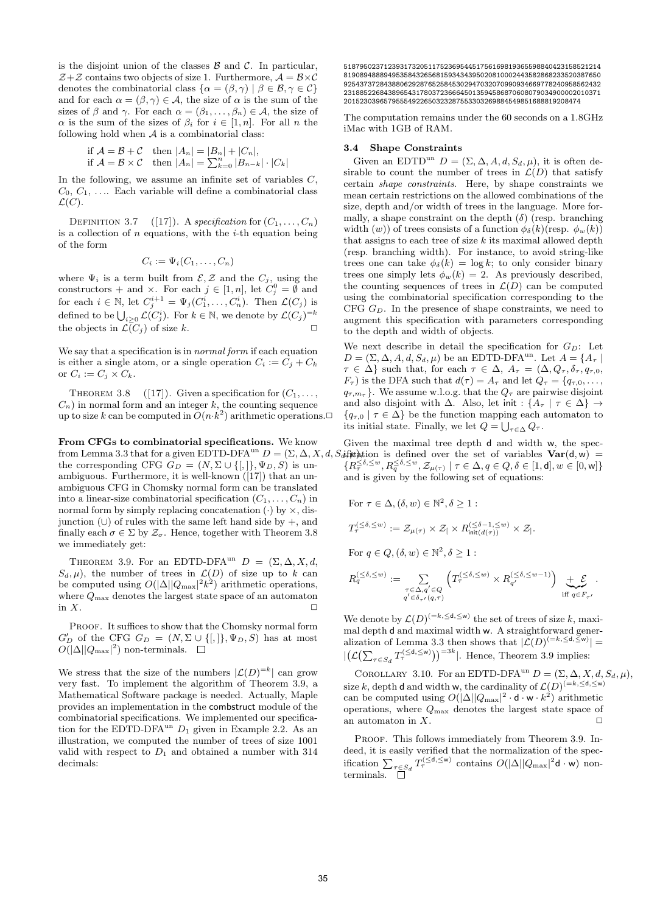is the disjoint union of the classes $\mathcal{B}$ and $\mathcal{C}$. In particular, $\mathcal{Z}+\mathcal{Z}$ contains two objects of size 1. Furthermore, $\mathcal{A} = \mathcal{B}\times\mathcal{C}$ denotes the combinatorial class $\{\alpha = (\beta,\gamma) \mid \beta \in \mathcal{B}, \gamma \in \mathcal{C}\}$ and for each $\alpha = (\beta,\gamma) \in \mathcal{A}$, the size of $\alpha$ is the sum of the sizes of $\beta$ and $\gamma$. For each $\alpha = (\beta_1,\ldots,\beta_n) \in \mathcal{A}$, the size of $\alpha$ is the sum of the sizes of $\beta_i$ for $i \in [1,n]$. For all $n$ the following hold when $\mathcal{A}$ is a combinatorial class:

$$\begin{array}{ll} \text{if } \mathcal{A} = \mathcal{B}+\mathcal{C} & \text{then } |A_n| = |B_n| + |C_n|, \\ \text{if } \mathcal{A} = \mathcal{B}\times\mathcal{C} & \text{then } |A_n| = \sum_{k=0}^{n} |B_{n-k}| \cdot |C_k| \end{array}$$

In the following, we assume an infinite set of variables $C$, $C_0$, $C_1$, .... Each variable will define a combinatorial class $\mathcal{L}(C)$.

Definition 3.7 ([17]). A *specification* for $(C_1,\ldots,C_n)$ is a collection of $n$ equations, with the $i$-th equation being of the form

$$C_i := \Psi_i(C_1,\ldots,C_n)$$

where $\Psi_i$ is a term built from $\mathcal{E},\mathcal{Z}$ and the $C_j$, using the constructors $+$ and $\times$. For each $j \in [1,n]$, let $C_j^0 = \emptyset$ and for each $i \in \mathbb{N}$, let $C_j^{i+1} = \Psi_j(C_1^i,\ldots,C_n^i)$. Then $\mathcal{L}(C_j)$ is defined to be $\bigcup_{i\geq 0}\mathcal{L}(C_j^i)$. For $k \in \mathbb{N}$, we denote by $\mathcal{L}(C_j)^{=k}$ the objects in $\mathcal{L}(C_j)$ of size $k$. ☐

We say that a specification is in *normal form* if each equation is either a single atom, or a single operation $C_i := C_j + C_k$ or $C_i := C_j \times C_k$.

Theorem 3.8 ([17]). Given a specification for $(C_1,\ldots,C_n)$ in normal form and an integer $k$, the counting sequence up to size $k$ can be computed in $O(n{\cdot}k^2)$ arithmetic operations. ☐

**From CFGs to combinatorial specifications.** We know from Lemma 3.3 that for a given EDTD-DFA$^{\text{un}}$ $D = (\Sigma,\Delta,X,d,S_d,\mu)$, the corresponding CFG $G_D = (N,\Sigma\cup\{[,]\},\Psi_D,S)$ is unambiguous. Furthermore, it is well-known ([17]) that an unambiguous CFG in Chomsky normal form can be translated into a linear-size combinatorial specification $(C_1,\ldots,C_n)$ in normal form by simply replacing concatenation $(\cdot)$ by $\times$, disjunction $(\cup)$ of rules with the same left hand side by $+$, and finally each $\sigma \in \Sigma$ by $\mathcal{Z}_\sigma$. Hence, together with Theorem 3.8 we immediately get:

Theorem 3.9. For an EDTD-DFA$^{\text{un}}$ $D = (\Sigma,\Delta,X,d,S_d,\mu)$, the number of trees in $\mathcal{L}(D)$ of size up to $k$ can be computed using $O(|\Delta||Q_{\max}|^2k^2)$ arithmetic operations, where $Q_{\max}$ denotes the largest state space of an automaton in $X$. ☐

Proof. It suffices to show that the Chomsky normal form $G'_D$ of the CFG $G_D = (N,\Sigma\cup\{[,]\},\Psi_D,S)$ has at most $O(|\Delta||Q_{\max}|^2)$ non-terminals. ☐

We stress that the size of the numbers $|\mathcal{L}(D)^{=k}|$ can grow very fast. To implement the algorithm of Theorem 3.9, a Mathematical Software package is needed. Actually, Maple provides an implementation in the combstruct module of the combinatorial specifications. We implemented our specification for the EDTD-DFA$^{\text{un}}$ $D_1$ given in Example 2.2. As an illustration, we computed the number of trees of size 1001 valid with respect to $D_1$ and obtained a number with 314 decimals:

```
5187950237123931732051175236954451756169819365598840423158521214
8190984888949535843265681593434395020810002443582868233520387650
9254373728438806292876525845302947032070990934669778240958562432
2318852268438965431780372366645013594586870608079034900002010371
20152303965795554922650323287553303269884549851688819208474
```

The computation remains under the 60 seconds on a 1.8GHz iMac with 1GB of RAM.

### 3.4 Shape Constraints

Given an EDTD$^{\text{un}}$ $D = (\Sigma,\Delta,A,d,S_d,\mu)$, it is often desirable to count the number of trees in $\mathcal{L}(D)$ that satisfy certain *shape constraints*. Here, by shape constraints we mean certain restrictions on the allowed combinations of the size, depth and/or width of trees in the language. More formally, a shape constraint on the depth $(\delta)$ (resp. branching width $(w)$) of trees consists of a function $\phi_\delta(k)$(resp. $\phi_w(k)$) that assigns to each tree of size $k$ its maximal allowed depth (resp. branching width). For instance, to avoid string-like trees one can take $\phi_\delta(k) = \log k$; to only consider binary trees one simply lets $\phi_w(k) = 2$. As previously described, the counting sequences of trees in $\mathcal{L}(D)$ can be computed using the combinatorial specification corresponding to the CFG $G_D$. In the presence of shape constraints, we need to augment this specification with parameters corresponding to the depth and width of objects.

We next describe in detail the specification for $G_D$: Let $D = (\Sigma,\Delta,A,d,S_d,\mu)$ be an EDTD-DFA$^{\text{un}}$. Let $A = \{A_\tau \mid \tau \in \Delta\}$ such that, for each $\tau \in \Delta$, $A_\tau = (\Delta,Q_\tau,\delta_\tau,q_{\tau,0},F_\tau)$ is the DFA such that $d(\tau) = A_\tau$ and let $Q_\tau = \{q_{\tau,0},\ldots,q_{\tau,m_\tau}\}$. We assume w.l.o.g. that the $Q_\tau$ are pairwise disjoint and also disjoint with $\Delta$. Also, let $\mathsf{init} : \{A_\tau \mid \tau \in \Delta\} \to \{q_{\tau,0} \mid \tau \in \Delta\}$ be the function mapping each automaton to its initial state. Finally, we let $Q = \bigcup_{\tau\in\Delta} Q_\tau$.

Given the maximal tree depth $\mathsf{d}$ and width $\mathsf{w}$, the specification is defined over the set of variables $\mathbf{Var}(\mathsf{d},\mathsf{w}) = \{R_\tau^{\leq\delta,\leq w}, R_q^{\leq\delta,\leq w}, \mathcal{Z}_{\mu(\tau)} \mid \tau \in \Delta, q \in Q, \delta \in [1,\mathsf{d}], w \in [0,\mathsf{w}]\}$ and is given by the following set of equations:

For $\tau \in \Delta, (\delta,w) \in \mathbb{N}^2, \delta \geq 1$ :

$$T_\tau^{(\leq\delta,\leq w)} := \mathcal{Z}_{\mu(\tau)} \times \mathcal{Z}_{[} \times R_{\mathsf{init}(d(\tau))}^{(\leq\delta-1,\leq w)} \times \mathcal{Z}_{]}.$$

For $q \in Q, (\delta,w) \in \mathbb{N}^2, \delta \geq 1$ :

$$R_q^{(\leq\delta,\leq w)} := \sum_{\substack{\tau\in\Delta,q'\in Q \\ q'\in\delta_{\tau'}(q,\tau)}} \left(T_\tau^{(\leq\delta,\leq w)} \times R_{q'}^{(\leq\delta,\leq w-1)}\right) \underbrace{+\,\mathcal{E}}_{\text{iff } q\in F_{\tau'}}.$$

We denote by $\mathcal{L}(D)^{(=k,\leq\mathsf{d},\leq\mathsf{w})}$ the set of trees of size $k$, maximal depth $\mathsf{d}$ and maximal width $\mathsf{w}$. A straightforward generalization of Lemma 3.3 then shows that $|\mathcal{L}(D)^{(=k,\leq\mathsf{d},\leq\mathsf{w})}| = |(\mathcal{L}(\sum_{\tau\in S_d} T_\tau^{(\leq\mathsf{d},\leq\mathsf{w})}))^{=3k}|$. Hence, Theorem 3.9 implies:

Corollary 3.10. For an EDTD-DFA$^{\text{un}}$ $D = (\Sigma,\Delta,X,d,S_d,\mu)$, size $k$, depth $\mathsf{d}$ and width $\mathsf{w}$, the cardinality of $\mathcal{L}(D)^{(=k,\leq\mathsf{d},\leq\mathsf{w})}$ can be computed using $O(|\Delta||Q_{\max}|^2\cdot\mathsf{d}\cdot\mathsf{w}\cdot k^2)$ arithmetic operations, where $Q_{\max}$ denotes the largest state space of an automaton in $X$. ☐

Proof. This follows immediately from Theorem 3.9. Indeed, it is easily verified that the normalization of the specification $\sum_{\tau\in S_d} T_\tau^{(\leq\mathsf{d},\leq\mathsf{w})}$ contains $O(|\Delta||Q_{\max}|^2\mathsf{d}\cdot\mathsf{w})$ non-terminals. ☐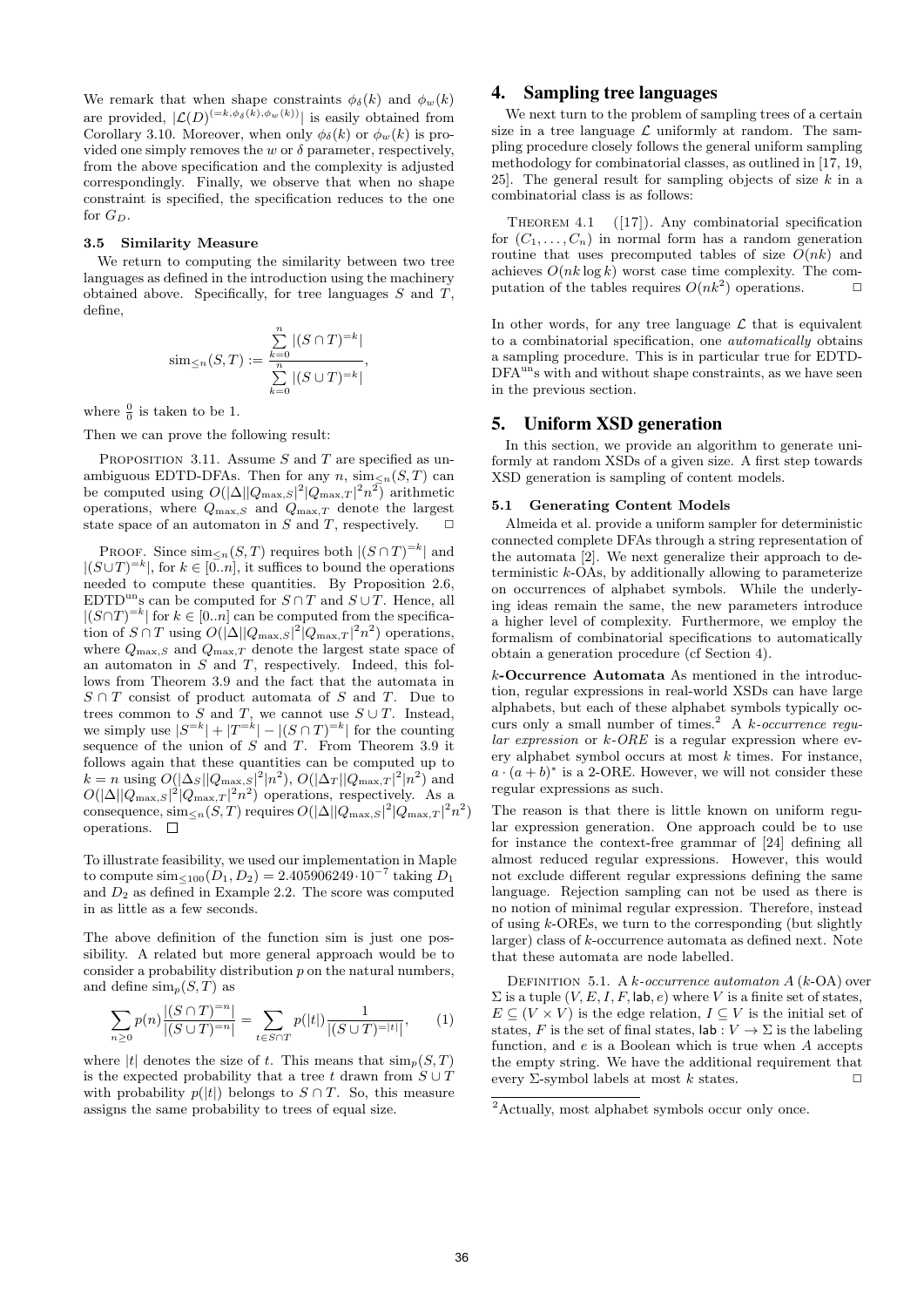We remark that when shape constraints $\phi_\delta(k)$ and $\phi_w(k)$ are provided, $|\mathcal{L}(D)^{(=k,\phi_\delta(k),\phi_w(k))}|$ is easily obtained from Corollary 3.10. Moreover, when only $\phi_\delta(k)$ or $\phi_w(k)$ is provided one simply removes the $w$ or $\delta$ parameter, respectively, from the above specification and the complexity is adjusted correspondingly. Finally, we observe that when no shape constraint is specified, the specification reduces to the one for $G_D$.

### 3.5 Similarity Measure

We return to computing the similarity between two tree languages as defined in the introduction using the machinery obtained above. Specifically, for tree languages $S$ and $T$, define,

$$\mathrm{sim}_{\leq n}(S,T) := \frac{\sum_{k=0}^{n} |(S \cap T)^{=k}|}{\sum_{k=0}^{n} |(S \cup T)^{=k}|},$$

where $\frac{0}{0}$ is taken to be 1.

Then we can prove the following result:

Proposition 3.11. Assume $S$ and $T$ are specified as unambiguous EDTD-DFAs. Then for any $n$, $\mathrm{sim}_{\leq n}(S,T)$ can be computed using $O(|\Delta||Q_{\max,S}|^2|Q_{\max,T}|^2n^2)$ arithmetic operations, where $Q_{\max,S}$ and $Q_{\max,T}$ denote the largest state space of an automaton in $S$ and $T$, respectively. □

Proof. Since $\mathrm{sim}_{\leq n}(S,T)$ requires both $|(S\cap T)^{=k}|$ and $|(S\cup T)^{=k}|$, for $k \in [0..n]$, it suffices to bound the operations needed to compute these quantities. By Proposition 2.6, EDTD$^{\mathrm{un}}$s can be computed for $S \cap T$ and $S \cup T$. Hence, all $|(S\cap T)^{=k}|$ for $k \in [0..n]$ can be computed from the specification of $S \cap T$ using $O(|\Delta||Q_{\max,S}|^2|Q_{\max,T}|^2n^2)$ operations, where $Q_{\max,S}$ and $Q_{\max,T}$ denote the largest state space of an automaton in $S$ and $T$, respectively. Indeed, this follows from Theorem 3.9 and the fact that the automata in $S \cap T$ consist of product automata of $S$ and $T$. Due to trees common to $S$ and $T$, we cannot use $S \cup T$. Instead, we simply use $|S^{=k}| + |T^{=k}| - |(S\cap T)^{=k}|$ for the counting sequence of the union of $S$ and $T$. From Theorem 3.9 it follows again that these quantities can be computed up to $k = n$ using $O(|\Delta_S||Q_{\max,S}|^2|n^2)$, $O(|\Delta_T||Q_{\max,T}|^2|n^2)$ and $O(|\Delta||Q_{\max,S}|^2|Q_{\max,T}|^2n^2)$ operations, respectively. As a consequence, $\mathrm{sim}_{\leq n}(S,T)$ requires $O(|\Delta||Q_{\max,S}|^2|Q_{\max,T}|^2n^2)$ operations. □

To illustrate feasibility, we used our implementation in Maple to compute $\mathrm{sim}_{\leq 100}(D_1, D_2) = 2.405906249 \cdot 10^{-7}$ taking $D_1$ and $D_2$ as defined in Example 2.2. The score was computed in as little as a few seconds.

The above definition of the function sim is just one possibility. A related but more general approach would be to consider a probability distribution $p$ on the natural numbers, and define $\mathrm{sim}_p(S,T)$ as

$$\sum_{n\geq 0} p(n)\frac{|(S\cap T)^{=n}|}{|(S\cup T)^{=n}|} = \sum_{t \in S\cap T} p(|t|)\frac{1}{|(S\cup T)^{=|t|}|}, \qquad (1)$$

where $|t|$ denotes the size of $t$. This means that $\mathrm{sim}_p(S,T)$ is the expected probability that a tree $t$ drawn from $S \cup T$ with probability $p(|t|)$ belongs to $S \cap T$. So, this measure assigns the same probability to trees of equal size.

## 4. Sampling tree languages

We next turn to the problem of sampling trees of a certain size in a tree language $\mathcal{L}$ uniformly at random. The sampling procedure closely follows the general uniform sampling methodology for combinatorial classes, as outlined in [17, 19, 25]. The general result for sampling objects of size $k$ in a combinatorial class is as follows:

Theorem 4.1 ([17]). Any combinatorial specification for $(C_1, \ldots, C_n)$ in normal form has a random generation routine that uses precomputed tables of size $O(nk)$ and achieves $O(nk \log k)$ worst case time complexity. The computation of the tables requires $O(nk^2)$ operations. □

In other words, for any tree language $\mathcal{L}$ that is equivalent to a combinatorial specification, one *automatically* obtains a sampling procedure. This is in particular true for EDTD-DFA$^{\mathrm{un}}$s with and without shape constraints, as we have seen in the previous section.

## 5. Uniform XSD generation

In this section, we provide an algorithm to generate uniformly at random XSDs of a given size. A first step towards XSD generation is sampling of content models.

### 5.1 Generating Content Models

Almeida et al. provide a uniform sampler for deterministic connected complete DFAs through a string representation of the automata [2]. We next generalize their approach to deterministic $k$-OAs, by additionally allowing to parameterize on occurrences of alphabet symbols. While the underlying ideas remain the same, the new parameters introduce a higher level of complexity. Furthermore, we employ the formalism of combinatorial specifications to automatically obtain a generation procedure (cf Section 4).

**$k$-Occurrence Automata** As mentioned in the introduction, regular expressions in real-world XSDs can have large alphabets, but each of these alphabet symbols typically occurs only a small number of times.[2] A *$k$-occurrence regular expression* or *$k$-ORE* is a regular expression where every alphabet symbol occurs at most $k$ times. For instance, $a \cdot (a+b)^*$ is a 2-ORE. However, we will not consider these regular expressions as such.

The reason is that there is little known on uniform regular expression generation. One approach could be to use for instance the context-free grammar of [24] defining all almost reduced regular expressions. However, this would not exclude different regular expressions defining the same language. Rejection sampling can not be used as there is no notion of minimal regular expression. Therefore, instead of using $k$-OREs, we turn to the corresponding (but slightly larger) class of $k$-occurrence automata as defined next. Note that these automata are node labelled.

Definition 5.1. A *$k$-occurrence automaton* $A$ ($k$-OA) over $\Sigma$ is a tuple $(V, E, I, F, \mathsf{lab}, e)$ where $V$ is a finite set of states, $E \subseteq (V \times V)$ is the edge relation, $I \subseteq V$ is the initial set of states, $F$ is the set of final states, $\mathsf{lab}: V \to \Sigma$ is the labeling function, and $e$ is a Boolean which is true when $A$ accepts the empty string. We have the additional requirement that every $\Sigma$-symbol labels at most $k$ states. □

[2] Actually, most alphabet symbols occur only once.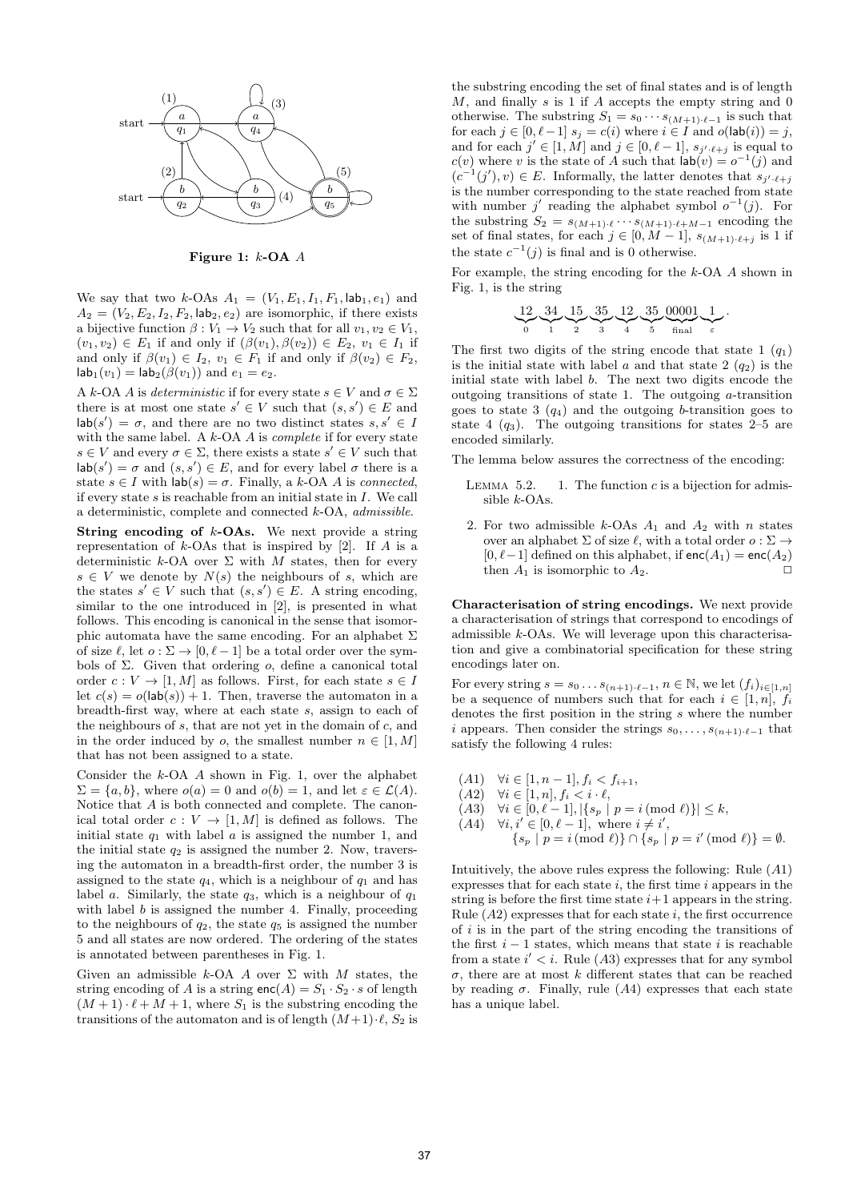**Figure 1:** $k$**-OA** $A$

We say that two $k$-OAs $A_1 = (V_1, E_1, I_1, F_1, \mathsf{lab}_1, e_1)$ and $A_2 = (V_2, E_2, I_2, F_2, \mathsf{lab}_2, e_2)$ are isomorphic, if there exists a bijective function $\beta : V_1 \to V_2$ such that for all $v_1, v_2 \in V_1$, $(v_1, v_2) \in E_1$ if and only if $(\beta(v_1), \beta(v_2)) \in E_2$, $v_1 \in I_1$ if and only if $\beta(v_1) \in I_2$, $v_1 \in F_1$ if and only if $\beta(v_2) \in F_2$, $\mathsf{lab}_1(v_1) = \mathsf{lab}_2(\beta(v_1))$ and $e_1 = e_2$.

A $k$-OA $A$ is *deterministic* if for every state $s \in V$ and $\sigma \in \Sigma$ there is at most one state $s' \in V$ such that $(s, s') \in E$ and $\mathsf{lab}(s') = \sigma$, and there are no two distinct states $s, s' \in I$ with the same label. A $k$-OA $A$ is *complete* if for every state $s \in V$ and every $\sigma \in \Sigma$, there exists a state $s' \in V$ such that $\mathsf{lab}(s') = \sigma$ and $(s, s') \in E$, and for every label $\sigma$ there is a state $s \in I$ with $\mathsf{lab}(s) = \sigma$. Finally, a $k$-OA $A$ is *connected*, if every state $s$ is reachable from an initial state in $I$. We call a deterministic, complete and connected $k$-OA, *admissible*.

**String encoding of $k$-OAs.** We next provide a string representation of $k$-OAs that is inspired by [2]. If $A$ is a deterministic $k$-OA over $\Sigma$ with $M$ states, then for every $s \in V$ we denote by $N(s)$ the neighbours of $s$, which are the states $s' \in V$ such that $(s, s') \in E$. A string encoding, similar to the one introduced in [2], is presented in what follows. This encoding is canonical in the sense that isomorphic automata have the same encoding. For an alphabet $\Sigma$ of size $\ell$, let $o : \Sigma \to [0, \ell - 1]$ be a total order over the symbols of $\Sigma$. Given that ordering $o$, define a canonical total order $c : V \to [1, M]$ as follows. First, for each state $s \in I$ let $c(s) = o(\mathsf{lab}(s)) + 1$. Then, traverse the automaton in a breadth-first way, where at each state $s$, assign to each of the neighbours of $s$, that are not yet in the domain of $c$, and in the order induced by $o$, the smallest number $n \in [1, M]$ that has not been assigned to a state.

Consider the $k$-OA $A$ shown in Fig. 1, over the alphabet $\Sigma = \{a, b\}$, where $o(a) = 0$ and $o(b) = 1$, and let $\varepsilon \in \mathcal{L}(A)$. Notice that $A$ is both connected and complete. The canonical total order $c : V \to [1, M]$ is defined as follows. The initial state $q_1$ with label $a$ is assigned the number 1, and the initial state $q_2$ is assigned the number 2. Now, traversing the automaton in a breadth-first order, the number 3 is assigned to the state $q_4$, which is a neighbour of $q_1$ and has label $a$. Similarly, the state $q_3$, which is a neighbour of $q_1$ with label $b$ is assigned the number 4. Finally, proceeding to the neighbours of $q_2$, the state $q_5$ is assigned the number 5 and all states are now ordered. The ordering of the states is annotated between parentheses in Fig. 1.

Given an admissible $k$-OA $A$ over $\Sigma$ with $M$ states, the string encoding of $A$ is a string $\mathsf{enc}(A) = S_1 \cdot S_2 \cdot s$ of length $(M+1) \cdot \ell + M + 1$, where $S_1$ is the substring encoding the transitions of the automaton and is of length $(M+1) \cdot \ell$, $S_2$ is the substring encoding the set of final states and is of length $M$, and finally $s$ is 1 if $A$ accepts the empty string and 0 otherwise. The substring $S_1 = s_0 \cdots s_{(M+1)\cdot\ell-1}$ is such that for each $j \in [0, \ell - 1]$ $s_j = c(i)$ where $i \in I$ and $o(\mathsf{lab}(i)) = j$, and for each $j' \in [1, M]$ and $j \in [0, \ell - 1]$, $s_{j'\cdot\ell+j}$ is equal to $c(v)$ where $v$ is the state of $A$ such that $\mathsf{lab}(v) = o^{-1}(j)$ and $(c^{-1}(j'), v) \in E$. Informally, the latter denotes that $s_{j'\cdot\ell+j}$ is the number corresponding to the state reached from state with number $j'$ reading the alphabet symbol $o^{-1}(j)$. For the substring $S_2 = s_{(M+1)\cdot\ell} \cdots s_{(M+1)\cdot\ell+M-1}$ encoding the set of final states, for each $j \in [0, M-1]$, $s_{(M+1)\cdot\ell+j}$ is 1 if the state $c^{-1}(j)$ is final and is 0 otherwise.

For example, the string encoding for the $k$-OA $A$ shown in Fig. 1, is the string

$$\underbrace{12}_{0}\ \underbrace{34}_{1}\ \underbrace{15}_{2}\ \underbrace{35}_{3}\ \underbrace{12}_{4}\ \underbrace{35}_{5}\ \underbrace{00001}_{\text{final}}\ \underbrace{1}_{\varepsilon}.$$

The first two digits of the string encode that state 1 ($q_1$) is the initial state with label $a$ and that state 2 ($q_2$) is the initial state with label $b$. The next two digits encode the outgoing transitions of state 1. The outgoing $a$-transition goes to state 3 ($q_4$) and the outgoing $b$-transition goes to state 4 ($q_3$). The outgoing transitions for states 2–5 are encoded similarly.

The lemma below assures the correctness of the encoding:

LEMMA 5.2. 1. The function $c$ is a bijection for admissible $k$-OAs.

2. For two admissible $k$-OAs $A_1$ and $A_2$ with $n$ states over an alphabet $\Sigma$ of size $\ell$, with a total order $o : \Sigma \to [0, \ell-1]$ defined on this alphabet, if $\mathsf{enc}(A_1) = \mathsf{enc}(A_2)$ then $A_1$ is isomorphic to $A_2$. $\square$

**Characterisation of string encodings.** We next provide a characterisation of strings that correspond to encodings of admissible $k$-OAs. We will leverage upon this characterisation and give a combinatorial specification for these string encodings later on.

For every string $s = s_0 \ldots s_{(n+1)\cdot\ell-1}$, $n \in \mathbb{N}$, we let $(f_i)_{i\in[1,n]}$ be a sequence of numbers such that for each $i \in [1, n]$, $f_i$ denotes the first position in the string $s$ where the number $i$ appears. Then consider the strings $s_0, \ldots, s_{(n+1)\cdot\ell-1}$ that satisfy the following 4 rules:

$(A1)$ $\forall i \in [1, n-1], f_i < f_{i+1}$,
$(A2)$ $\forall i \in [1, n], f_i < i \cdot \ell$,
$(A3)$ $\forall i \in [0, \ell-1], |\{s_p \mid p = i \pmod{\ell}\}| \leq k$,
$(A4)$ $\forall i, i' \in [0, \ell-1]$, where $i \neq i'$,
$\{s_p \mid p = i \pmod{\ell}\} \cap \{s_p \mid p = i' \pmod{\ell}\} = \emptyset$.

Intuitively, the above rules express the following: Rule $(A1)$ expresses that for each state $i$, the first time $i$ appears in the string is before the first time state $i+1$ appears in the string. Rule $(A2)$ expresses that for each state $i$, the first occurrence of $i$ is in the part of the string encoding the transitions of the first $i-1$ states, which means that state $i$ is reachable from a state $i' < i$. Rule $(A3)$ expresses that for any symbol $\sigma$, there are at most $k$ different states that can be reached by reading $\sigma$. Finally, rule $(A4)$ expresses that each state has a unique label.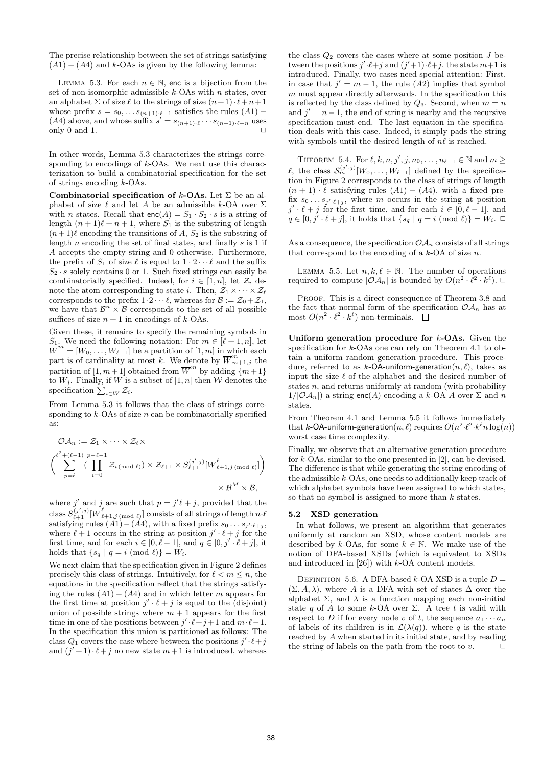The precise relationship between the set of strings satisfying $(A1) - (A4)$ and $k$-OAs is given by the following lemma:

LEMMA 5.3. For each $n \in \mathbb{N}$, enc is a bijection from the set of non-isomorphic admissible $k$-OAs with $n$ states, over an alphabet $\Sigma$ of size $\ell$ to the strings of size $(n+1)\cdot\ell+n+1$ whose prefix $s = s_0, \ldots s_{(n+1)\cdot\ell-1}$ satisfies the rules $(A1) - (A4)$ above, and whose suffix $s' = s_{(n+1)\cdot\ell}\cdots s_{(n+1)\cdot\ell+n}$ uses only 0 and 1. □

In other words, Lemma 5.3 characterizes the strings corresponding to encodings of $k$-OAs. We next use this characterization to build a combinatorial specification for the set of strings encoding $k$-OAs.

**Combinatorial specification of $k$-OAs.** Let $\Sigma$ be an alphabet of size $\ell$ and let $A$ be an admissible $k$-OA over $\Sigma$ with $n$ states. Recall that $\mathsf{enc}(A) = S_1 \cdot S_2 \cdot s$ is a string of length $(n+1)\ell+n+1$, where $S_1$ is the substring of length $(n+1)\ell$ encoding the transitions of $A$, $S_2$ is the substring of length $n$ encoding the set of final states, and finally $s$ is 1 if $A$ accepts the empty string and 0 otherwise. Furthermore, the prefix of $S_1$ of size $\ell$ is equal to $1\cdot 2\cdots\ell$, and the suffix $S_2 \cdot s$ solely contains 0 or 1. Such fixed strings can easily be combinatorially specified. Indeed, for $i \in [1,n]$, let $\mathcal{Z}_i$ denote the atom corresponding to state $i$. Then, $\mathcal{Z}_1 \times \cdots \times \mathcal{Z}_\ell$ corresponds to the prefix $1\cdot 2\cdots\ell$, whereas for $\mathcal{B} := \mathcal{Z}_0 + \mathcal{Z}_1$, we have that $\mathcal{B}^n \times \mathcal{B}$ corresponds to the set of all possible suffices of size $n+1$ in encodings of $k$-OAs.

Given these, it remains to specify the remaining symbols in $S_1$. We need the following notation: For $m \in [\ell+1, n]$, let $\overline{W}^m = [W_0, \ldots, W_{\ell-1}]$ be a partition of $[1,m]$ in which each part is of cardinality at most $k$. We denote by $\overline{W}^m_{m+1,j}$ the partition of $[1, m+1]$ obtained from $\overline{W}^m$ by adding $\{m+1\}$ to $W_j$. Finally, if $W$ is a subset of $[1,n]$ then $\mathcal{W}$ denotes the specification $\sum_{i\in W} \mathcal{Z}_i$.

From Lemma 5.3 it follows that the class of strings corresponding to $k$-OAs of size $n$ can be combinatorially specified as:

$$\mathcal{OA}_n := \mathcal{Z}_1 \times \cdots \times \mathcal{Z}_\ell \times \left( \sum_{p=\ell}^{\ell^2+(\ell-1)} \left( \prod_{i=0}^{p-\ell-1} \mathcal{Z}_{i \,(\mathrm{mod}\ \ell)} \right) \times \mathcal{Z}_{\ell+1} \times S^{(j',j)}_{\ell+1}[\overline{W}^\ell_{\ell+1, j\,(\mathrm{mod}\ \ell)}] \right) \times \mathcal{B}^M \times \mathcal{B},$$

where $j'$ and $j$ are such that $p = j'\ell + j$, provided that the class $S^{(j',j)}_{\ell+1}[\overline{W}^\ell_{\ell+1,j\,(\mathrm{mod}\ \ell)}]$ consists of all strings of length $n\cdot\ell$ satisfying rules $(A1)-(A4)$, with a fixed prefix $s_0 \ldots s_{j'\cdot\ell+j}$, where $\ell+1$ occurs in the string at position $j'\cdot\ell+j$ for the first time, and for each $i \in [0, \ell-1]$, and $q \in [0, j'\cdot\ell+j]$, it holds that $\{s_q \mid q = i \pmod{\ell}\} = W_i$.

We next claim that the specification given in Figure 2 defines precisely this class of strings. Intuitively, for $\ell < m \le n$, the equations in the specification reflect that the strings satisfying the rules $(A1)-(A4)$ and in which letter $m$ appears for the first time at position $j'\cdot\ell+j$ is equal to the (disjoint) union of possible strings where $m+1$ appears for the first time in one of the positions between $j'\cdot\ell+j+1$ and $m\cdot\ell-1$. In the specification this union is partitioned as follows: The class $Q_1$ covers the case where between the positions $j'\cdot\ell+j$ and $(j'+1)\cdot\ell+j$ no new state $m+1$ is introduced, whereas the class $Q_2$ covers the cases where at some position $J$ between the positions $j'\cdot\ell+j$ and $(j'+1)\cdot\ell+j$, the state $m+1$ is introduced. Finally, two cases need special attention: First, in case that $j' = m-1$, the rule $(A2)$ implies that symbol $m$ must appear directly afterwards. In the specification this is reflected by the class defined by $Q_3$. Second, when $m = n$ and $j' = n-1$, the end of string is nearby and the recursive specification must end. The last equation in the specification deals with this case. Indeed, it simply pads the string with symbols until the desired length of $n\ell$ is reached.

THEOREM 5.4. For $\ell, k, n, j', j, n_0, \ldots, n_{\ell-1} \in \mathbb{N}$ and $m \ge \ell$, the class $\mathcal{S}^{(j',j)}_m[W_0, \ldots, W_{\ell-1}]$ defined by the specification in Figure 2 corresponds to the class of strings of length $(n+1)\cdot\ell$ satisfying rules $(A1)-(A4)$, with a fixed prefix $s_0 \ldots s_{j'\cdot\ell+j}$, where $m$ occurs in the string at position $j'\cdot\ell+j$ for the first time, and for each $i \in [0, \ell-1]$, and $q \in [0, j'\cdot\ell+j]$, it holds that $\{s_q \mid q = i \pmod{\ell}\} = W_i$. □

As a consequence, the specification $\mathcal{OA}_n$ consists of all strings that correspond to the encoding of a $k$-OA of size $n$.

LEMMA 5.5. Let $n, k, \ell \in \mathbb{N}$. The number of operations required to compute $|\mathcal{OA}_n|$ is bounded by $O(n^2\cdot\ell^2\cdot k^\ell)$. □

PROOF. This is a direct consequence of Theorem 3.8 and the fact that normal form of the specification $\mathcal{OA}_n$ has at most $O(n^2\cdot\ell^2\cdot k^\ell)$ non-terminals. □

**Uniform generation procedure for $k$-OAs.** Given the specification for $k$-OAs one can rely on Theorem 4.1 to obtain a uniform random generation procedure. This procedure, referred to as $k$-OA-uniform-generation$(n,\ell)$, takes as input the size $\ell$ of the alphabet and the desired number of states $n$, and returns uniformly at random (with probability $1/|\mathcal{OA}_n|$) a string $\mathsf{enc}(A)$ encoding a $k$-OA $A$ over $\Sigma$ and $n$ states.

From Theorem 4.1 and Lemma 5.5 it follows immediately that $k$-OA-uniform-generation$(n,\ell)$ requires $O(n^2\cdot\ell^2\cdot k^\ell n\log(n))$ worst case time complexity.

Finally, we observe that an alternative generation procedure for $k$-OAs, similar to the one presented in [2], can be devised. The difference is that while generating the string encoding of the admissible $k$-OAs, one needs to additionally keep track of which alphabet symbols have been assigned to which states, so that no symbol is assigned to more than $k$ states.

### 5.2 XSD generation

In what follows, we present an algorithm that generates uniformly at random an XSD, whose content models are described by $k$-OAs, for some $k \in \mathbb{N}$. We make use of the notion of DFA-based XSDs (which is equivalent to XSDs and introduced in [26]) with $k$-OA content models.

DEFINITION 5.6. A DFA-based $k$-OA XSD is a tuple $D = (\Sigma, A, \lambda)$, where $A$ is a DFA with set of states $\Delta$ over the alphabet $\Sigma$, and $\lambda$ is a function mapping each non-initial state $q$ of $A$ to some $k$-OA over $\Sigma$. A tree $t$ is valid with respect to $D$ if for every node $v$ of $t$, the sequence $a_1\cdots a_n$ of labels of its children is in $\mathcal{L}(\lambda(q))$, where $q$ is the state reached by $A$ when started in its initial state, and by reading the string of labels on the path from the root to $v$. □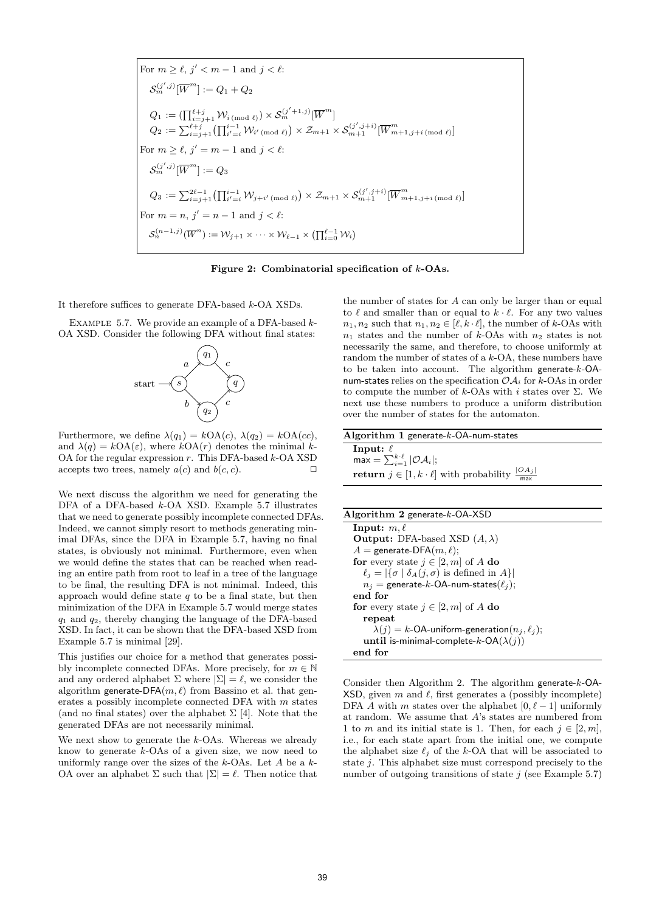For $m \geq \ell$, $j' < m-1$ and $j < \ell$:

$$\mathcal{S}_m^{(j',j)}[\overline{W}^m] := Q_1 + Q_2$$

$$Q_1 := \left(\prod_{i=j+1}^{\ell+j} \mathcal{W}_{i \,(\mathrm{mod}\ \ell)}\right) \times \mathcal{S}_m^{(j'+1,j)}[\overline{W}^m]$$

$$Q_2 := \sum_{i=j+1}^{\ell+j} \left(\prod_{i'=i}^{i-1} \mathcal{W}_{i' \,(\mathrm{mod}\ \ell)}\right) \times \mathcal{Z}_{m+1} \times \mathcal{S}_{m+1}^{(j',j+i)}[\overline{W}^m_{m+1,j+i \,(\mathrm{mod}\ \ell)}]$$

For $m \geq \ell$, $j' = m-1$ and $j < \ell$:

$$\mathcal{S}_m^{(j',j)}[\overline{W}^m] := Q_3$$

$$Q_3 := \sum_{i=j+1}^{2\ell-1} \left(\prod_{i'=i}^{i-1} \mathcal{W}_{j+i' \,(\mathrm{mod}\ \ell)}\right) \times \mathcal{Z}_{m+1} \times \mathcal{S}_{m+1}^{(j',j+i)}[\overline{W}^m_{m+1,j+i \,(\mathrm{mod}\ \ell)}]$$

For $m = n$, $j' = n-1$ and $j < \ell$:

$$\mathcal{S}_n^{(n-1,j)}(\overline{W}^n) := \mathcal{W}_{j+1} \times \cdots \times \mathcal{W}_{\ell-1} \times \left(\prod_{i=0}^{\ell-1} \mathcal{W}_i\right)$$

**Figure 2: Combinatorial specification of $k$-OAs.**

It therefore suffices to generate DFA-based $k$-OA XSDs.

Example 5.7. We provide an example of a DFA-based $k$-OA XSD. Consider the following DFA without final states:

(start $\rightarrow s$; $s \xrightarrow{a} q_1$; $s \xrightarrow{b} q_2$; $q_1 \xrightarrow{c} q$; $q_2 \xrightarrow{c} q$)

Furthermore, we define $\lambda(q_1) = k\mathrm{OA}(c)$, $\lambda(q_2) = k\mathrm{OA}(cc)$, and $\lambda(q) = k\mathrm{OA}(\varepsilon)$, where $k\mathrm{OA}(r)$ denotes the minimal $k$-OA for the regular expression $r$. This DFA-based $k$-OA XSD accepts two trees, namely $a(c)$ and $b(c,c)$. □

We next discuss the algorithm we need for generating the DFA of a DFA-based $k$-OA XSD. Example 5.7 illustrates that we need to generate possibly incomplete connected DFAs. Indeed, we cannot simply resort to methods generating minimal DFAs, since the DFA in Example 5.7, having no final states, is obviously not minimal. Furthermore, even when we would define the states that can be reached when reading an entire path from root to leaf in a tree of the language to be final, the resulting DFA is not minimal. Indeed, this approach would define state $q$ to be a final state, but then minimization of the DFA in Example 5.7 would merge states $q_1$ and $q_2$, thereby changing the language of the DFA-based XSD. In fact, it can be shown that the DFA-based XSD from Example 5.7 is minimal [29].

This justifies our choice for a method that generates possibly incomplete connected DFAs. More precisely, for $m \in \mathbb{N}$ and any ordered alphabet $\Sigma$ where $|\Sigma| = \ell$, we consider the algorithm generate-DFA$(m, \ell)$ from Bassino et al. that generates a possibly incomplete connected DFA with $m$ states (and no final states) over the alphabet $\Sigma$ [4]. Note that the generated DFAs are not necessarily minimal.

We next show to generate the $k$-OAs. Whereas we already know to generate $k$-OAs of a given size, we now need to uniformly range over the sizes of the $k$-OAs. Let $A$ be a $k$-OA over an alphabet $\Sigma$ such that $|\Sigma| = \ell$. Then notice that the number of states for $A$ can only be larger than or equal to $\ell$ and smaller than or equal to $k \cdot \ell$. For any two values $n_1, n_2$ such that $n_1, n_2 \in [\ell, k \cdot \ell]$, the number of $k$-OAs with $n_1$ states and the number of $k$-OAs with $n_2$ states is not necessarily the same, and therefore, to choose uniformly at random the number of states of a $k$-OA, these numbers have to be taken into account. The algorithm generate-$k$-OA-num-states relies on the specification $\mathcal{OA}_i$ for $k$-OAs in order to compute the number of $k$-OAs with $i$ states over $\Sigma$. We next use these numbers to produce a uniform distribution over the number of states for the automaton.

**Algorithm 1** generate-$k$-OA-num-states

```
Input: ℓ
max = Σ_{i=1}^{k·ℓ} |OA_i|;
return j ∈ [1, k·ℓ] with probability |OA_j| / max
```

**Algorithm 2** generate-$k$-OA-XSD

```
Input: m, ℓ
Output: DFA-based XSD (A, λ)
A = generate-DFA(m, ℓ);
for every state j ∈ [2, m] of A do
  ℓ_j = |{σ | δ_A(j, σ) is defined in A}|
  n_j = generate-k-OA-num-states(ℓ_j);
end for
for every state j ∈ [2, m] of A do
  repeat
    λ(j) = k-OA-uniform-generation(n_j, ℓ_j);
  until is-minimal-complete-k-OA(λ(j))
end for
```

Consider then Algorithm 2. The algorithm generate-$k$-OA-XSD, given $m$ and $\ell$, first generates a (possibly incomplete) DFA $A$ with $m$ states over the alphabet $[0, \ell-1]$ uniformly at random. We assume that $A$'s states are numbered from 1 to $m$ and its initial state is 1. Then, for each $j \in [2, m]$, i.e., for each state apart from the initial one, we compute the alphabet size $\ell_j$ of the $k$-OA that will be associated to state $j$. This alphabet size must correspond precisely to the number of outgoing transitions of state $j$ (see Example 5.7)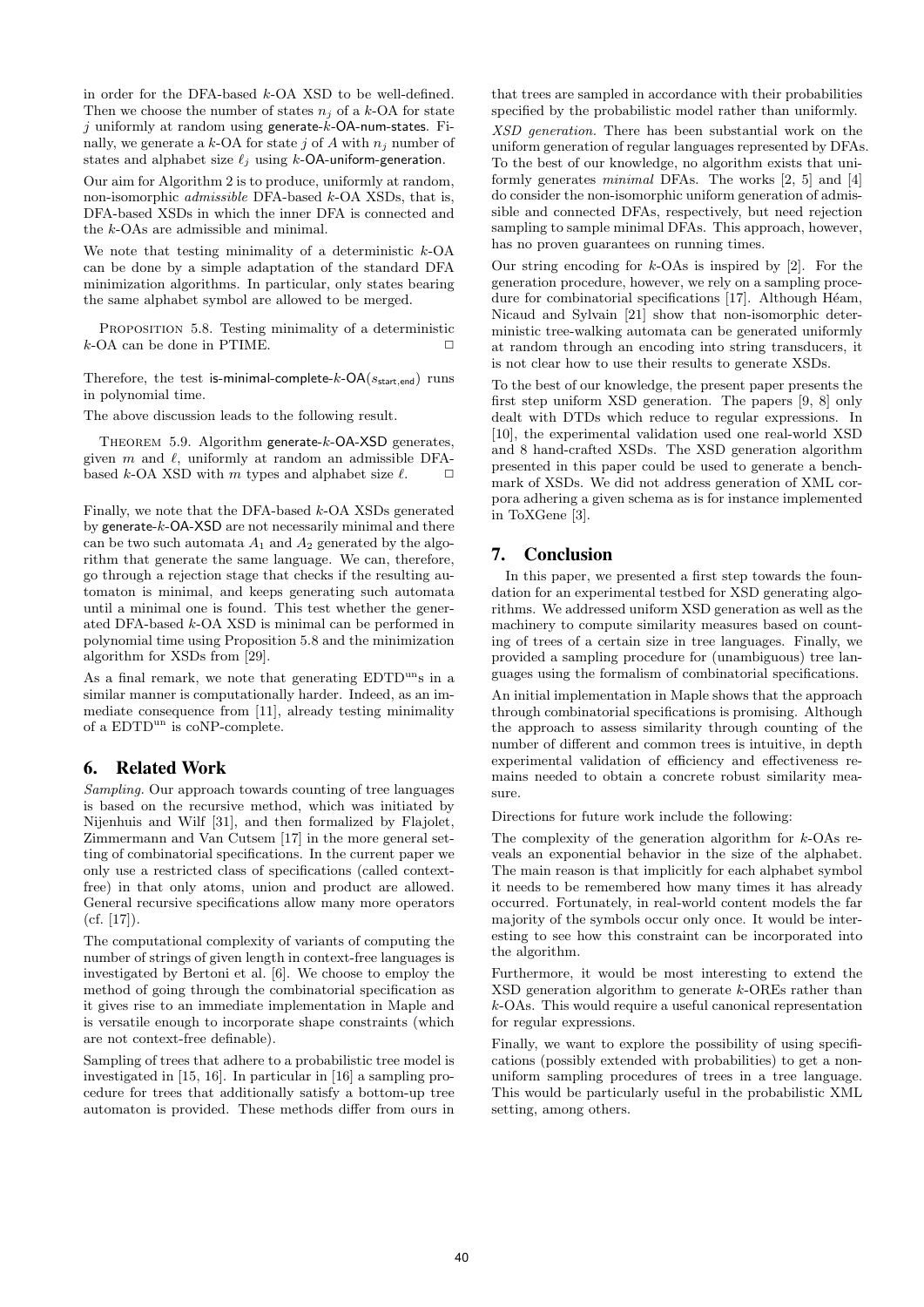in order for the DFA-based $k$-OA XSD to be well-defined. Then we choose the number of states $n_j$ of a $k$-OA for state $j$ uniformly at random using generate-$k$-OA-num-states. Finally, we generate a $k$-OA for state $j$ of $A$ with $n_j$ number of states and alphabet size $\ell_j$ using $k$-OA-uniform-generation.

Our aim for Algorithm 2 is to produce, uniformly at random, non-isomorphic *admissible* DFA-based $k$-OA XSDs, that is, DFA-based XSDs in which the inner DFA is connected and the $k$-OAs are admissible and minimal.

We note that testing minimality of a deterministic $k$-OA can be done by a simple adaptation of the standard DFA minimization algorithms. In particular, only states bearing the same alphabet symbol are allowed to be merged.

PROPOSITION 5.8. Testing minimality of a deterministic $k$-OA can be done in PTIME. □

Therefore, the test is-minimal-complete-$k$-OA($s_{\mathsf{start,end}}$) runs in polynomial time.

The above discussion leads to the following result.

THEOREM 5.9. Algorithm generate-$k$-OA-XSD generates, given $m$ and $\ell$, uniformly at random an admissible DFA-based $k$-OA XSD with $m$ types and alphabet size $\ell$. □

Finally, we note that the DFA-based $k$-OA XSDs generated by generate-$k$-OA-XSD are not necessarily minimal and there can be two such automata $A_1$ and $A_2$ generated by the algorithm that generate the same language. We can, therefore, go through a rejection stage that checks if the resulting automaton is minimal, and keeps generating such automata until a minimal one is found. This test whether the generated DFA-based $k$-OA XSD is minimal can be performed in polynomial time using Proposition 5.8 and the minimization algorithm for XSDs from [29].

As a final remark, we note that generating EDTD$^{\mathrm{un}}$s in a similar manner is computationally harder. Indeed, as an immediate consequence from [11], already testing minimality of a EDTD$^{\mathrm{un}}$ is coNP-complete.

## 6. Related Work

*Sampling.* Our approach towards counting of tree languages is based on the recursive method, which was initiated by Nijenhuis and Wilf [31], and then formalized by Flajolet, Zimmermann and Van Cutsem [17] in the more general setting of combinatorial specifications. In the current paper we only use a restricted class of specifications (called context-free) in that only atoms, union and product are allowed. General recursive specifications allow many more operators (cf. [17]).

The computational complexity of variants of computing the number of strings of given length in context-free languages is investigated by Bertoni et al. [6]. We choose to employ the method of going through the combinatorial specification as it gives rise to an immediate implementation in Maple and is versatile enough to incorporate shape constraints (which are not context-free definable).

Sampling of trees that adhere to a probabilistic tree model is investigated in [15, 16]. In particular in [16] a sampling procedure for trees that additionally satisfy a bottom-up tree automaton is provided. These methods differ from ours in that trees are sampled in accordance with their probabilities specified by the probabilistic model rather than uniformly.

*XSD generation.* There has been substantial work on the uniform generation of regular languages represented by DFAs. To the best of our knowledge, no algorithm exists that uniformly generates *minimal* DFAs. The works [2, 5] and [4] do consider the non-isomorphic uniform generation of admissible and connected DFAs, respectively, but need rejection sampling to sample minimal DFAs. This approach, however, has no proven guarantees on running times.

Our string encoding for $k$-OAs is inspired by [2]. For the generation procedure, however, we rely on a sampling procedure for combinatorial specifications [17]. Although Héam, Nicaud and Sylvain [21] show that non-isomorphic deterministic tree-walking automata can be generated uniformly at random through an encoding into string transducers, it is not clear how to use their results to generate XSDs.

To the best of our knowledge, the present paper presents the first step uniform XSD generation. The papers [9, 8] only dealt with DTDs which reduce to regular expressions. In [10], the experimental validation used one real-world XSD and 8 hand-crafted XSDs. The XSD generation algorithm presented in this paper could be used to generate a benchmark of XSDs. We did not address generation of XML corpora adhering a given schema as is for instance implemented in ToXGene [3].

## 7. Conclusion

In this paper, we presented a first step towards the foundation for an experimental testbed for XSD generating algorithms. We addressed uniform XSD generation as well as the machinery to compute similarity measures based on counting of trees of a certain size in tree languages. Finally, we provided a sampling procedure for (unambiguous) tree languages using the formalism of combinatorial specifications.

An initial implementation in Maple shows that the approach through combinatorial specifications is promising. Although the approach to assess similarity through counting of the number of different and common trees is intuitive, in depth experimental validation of efficiency and effectiveness remains needed to obtain a concrete robust similarity measure.

Directions for future work include the following:

The complexity of the generation algorithm for $k$-OAs reveals an exponential behavior in the size of the alphabet. The main reason is that implicitly for each alphabet symbol it needs to be remembered how many times it has already occurred. Fortunately, in real-world content models the far majority of the symbols occur only once. It would be interesting to see how this constraint can be incorporated into the algorithm.

Furthermore, it would be most interesting to extend the XSD generation algorithm to generate $k$-OREs rather than $k$-OAs. This would require a useful canonical representation for regular expressions.

Finally, we want to explore the possibility of using specifications (possibly extended with probabilities) to get a non-uniform sampling procedures of trees in a tree language. This would be particularly useful in the probabilistic XML setting, among others.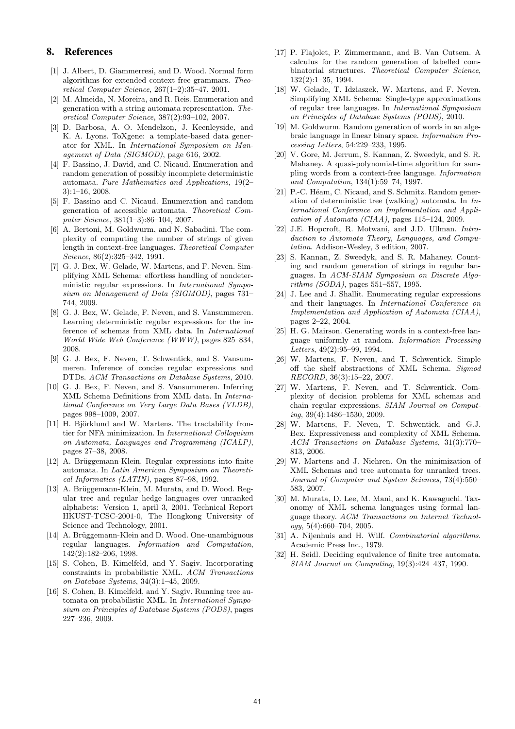## 8. References

[1] J. Albert, D. Giammerresi, and D. Wood. Normal form algorithms for extended context free grammars. *Theoretical Computer Science*, 267(1–2):35–47, 2001.

[2] M. Almeida, N. Moreira, and R. Reis. Enumeration and generation with a string automata representation. *Theoretical Computer Science*, 387(2):93–102, 2007.

[3] D. Barbosa, A. O. Mendelzon, J. Keenleyside, and K. A. Lyons. ToXgene: a template-based data generator for XML. In *International Symposium on Management of Data (SIGMOD)*, page 616, 2002.

[4] F. Bassino, J. David, and C. Nicaud. Enumeration and random generation of possibly incomplete deterministic automata. *Pure Mathematics and Applications*, 19(2–3):1–16, 2008.

[5] F. Bassino and C. Nicaud. Enumeration and random generation of accessible automata. *Theoretical Computer Science*, 381(1–3):86–104, 2007.

[6] A. Bertoni, M. Goldwurm, and N. Sabadini. The complexity of computing the number of strings of given length in context-free languages. *Theoretical Computer Science*, 86(2):325–342, 1991.

[7] G. J. Bex, W. Gelade, W. Martens, and F. Neven. Simplifying XML Schema: effortless handling of nondeterministic regular expressions. In *International Symposium on Management of Data (SIGMOD)*, pages 731–744, 2009.

[8] G. J. Bex, W. Gelade, F. Neven, and S. Vansummeren. Learning deterministic regular expressions for the inference of schemas from XML data. In *International World Wide Web Conference (WWW)*, pages 825–834, 2008.

[9] G. J. Bex, F. Neven, T. Schwentick, and S. Vansummeren. Inference of concise regular expressions and DTDs. *ACM Transactions on Database Systems*, 2010.

[10] G. J. Bex, F. Neven, and S. Vansummeren. Inferring XML Schema Definitions from XML data. In *International Conference on Very Large Data Bases (VLDB)*, pages 998–1009, 2007.

[11] H. Björklund and W. Martens. The tractability frontier for NFA minimization. In *International Colloquium on Automata, Languages and Programming (ICALP)*, pages 27–38, 2008.

[12] A. Brüggemann-Klein. Regular expressions into finite automata. In *Latin American Symposium on Theoretical Informatics (LATIN)*, pages 87–98, 1992.

[13] A. Brüggemann-Klein, M. Murata, and D. Wood. Regular tree and regular hedge languages over unranked alphabets: Version 1, april 3, 2001. Technical Report HKUST-TCSC-2001-0, The Hongkong University of Science and Technology, 2001.

[14] A. Brüggemann-Klein and D. Wood. One-unambiguous regular languages. *Information and Computation*, 142(2):182–206, 1998.

[15] S. Cohen, B. Kimelfeld, and Y. Sagiv. Incorporating constraints in probabilistic XML. *ACM Transactions on Database Systems*, 34(3):1–45, 2009.

[16] S. Cohen, B. Kimelfeld, and Y. Sagiv. Running tree automata on probabilistic XML. In *International Symposium on Principles of Database Systems (PODS)*, pages 227–236, 2009.

[17] P. Flajolet, P. Zimmermann, and B. Van Cutsem. A calculus for the random generation of labelled combinatorial structures. *Theoretical Computer Science*, 132(2):1–35, 1994.

[18] W. Gelade, T. Idziaszek, W. Martens, and F. Neven. Simplifying XML Schema: Single-type approximations of regular tree languages. In *International Symposium on Principles of Database Systems (PODS)*, 2010.

[19] M. Goldwurm. Random generation of words in an algebraic language in linear binary space. *Information Processing Letters*, 54:229–233, 1995.

[20] V. Gore, M. Jerrum, S. Kannan, Z. Sweedyk, and S. R. Mahaney. A quasi-polynomial-time algorithm for sampling words from a context-free language. *Information and Computation*, 134(1):59–74, 1997.

[21] P.-C. Héam, C. Nicaud, and S. Schmitz. Random generation of deterministic tree (walking) automata. In *International Conference on Implementation and Application of Automata (CIAA)*, pages 115–124, 2009.

[22] J.E. Hopcroft, R. Motwani, and J.D. Ullman. *Introduction to Automata Theory, Languages, and Computation*. Addison-Wesley, 3 edition, 2007.

[23] S. Kannan, Z. Sweedyk, and S. R. Mahaney. Counting and random generation of strings in regular languages. In *ACM-SIAM Symposium on Discrete Algorithms (SODA)*, pages 551–557, 1995.

[24] J. Lee and J. Shallit. Enumerating regular expressions and their languages. In *International Conference on Implementation and Application of Automata (CIAA)*, pages 2–22, 2004.

[25] H. G. Mairson. Generating words in a context-free language uniformly at random. *Information Processing Letters*, 49(2):95–99, 1994.

[26] W. Martens, F. Neven, and T. Schwentick. Simple off the shelf abstractions of XML Schema. *Sigmod RECORD*, 36(3):15–22, 2007.

[27] W. Martens, F. Neven, and T. Schwentick. Complexity of decision problems for XML schemas and chain regular expressions. *SIAM Journal on Computing*, 39(4):1486–1530, 2009.

[28] W. Martens, F. Neven, T. Schwentick, and G.J. Bex. Expressiveness and complexity of XML Schema. *ACM Transactions on Database Systems*, 31(3):770–813, 2006.

[29] W. Martens and J. Niehren. On the minimization of XML Schemas and tree automata for unranked trees. *Journal of Computer and System Sciences*, 73(4):550–583, 2007.

[30] M. Murata, D. Lee, M. Mani, and K. Kawaguchi. Taxonomy of XML schema languages using formal language theory. *ACM Transactions on Internet Technology*, 5(4):660–704, 2005.

[31] A. Nijenhuis and H. Wilf. *Combinatorial algorithms*. Academic Press Inc., 1979.

[32] H. Seidl. Deciding equivalence of finite tree automata. *SIAM Journal on Computing*, 19(3):424–437, 1990.